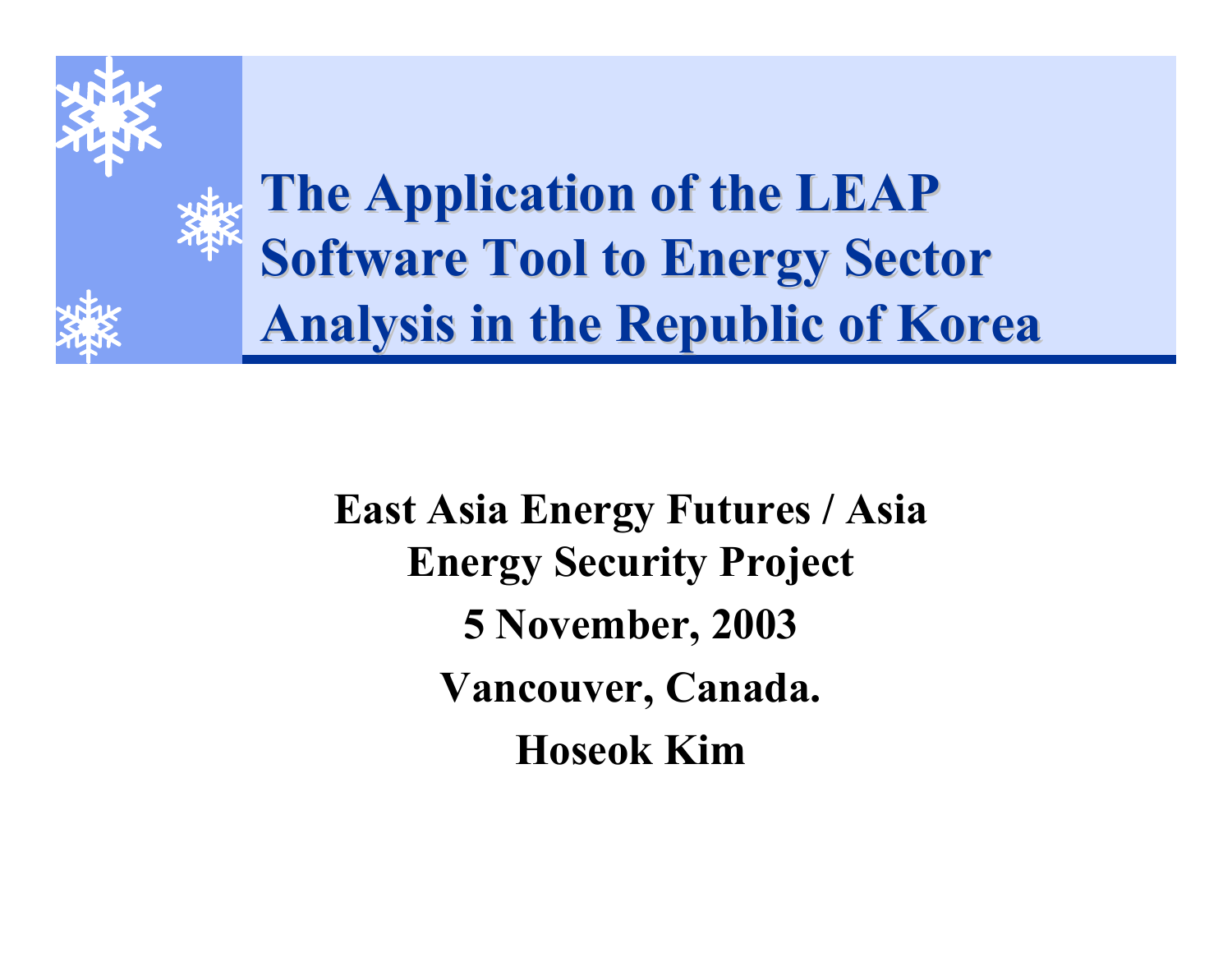# The Application of the LEAP Software Tool to Energy Sector Analysis in the Republic of Korea

**East Asia Energy Futures / Asia Energy Security Project**

**5 November, 2003**

**Vancouver, Canada.**

**Hoseok Kim**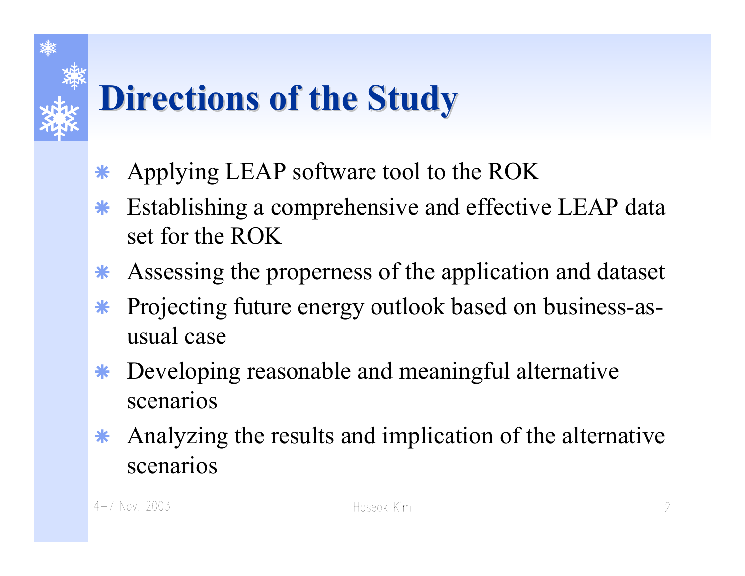# Directions of the Study

- Applying LEAP software tool to the ROK
- Establishing a comprehensive and effective LEAP data set for the ROK
- Assessing the properness of the application and dataset
- Projecting future energy outlook based on business-as-usual case
- Developing reasonable and meaningful alternative scenarios
- Analyzing the results and implication of the alternative scenarios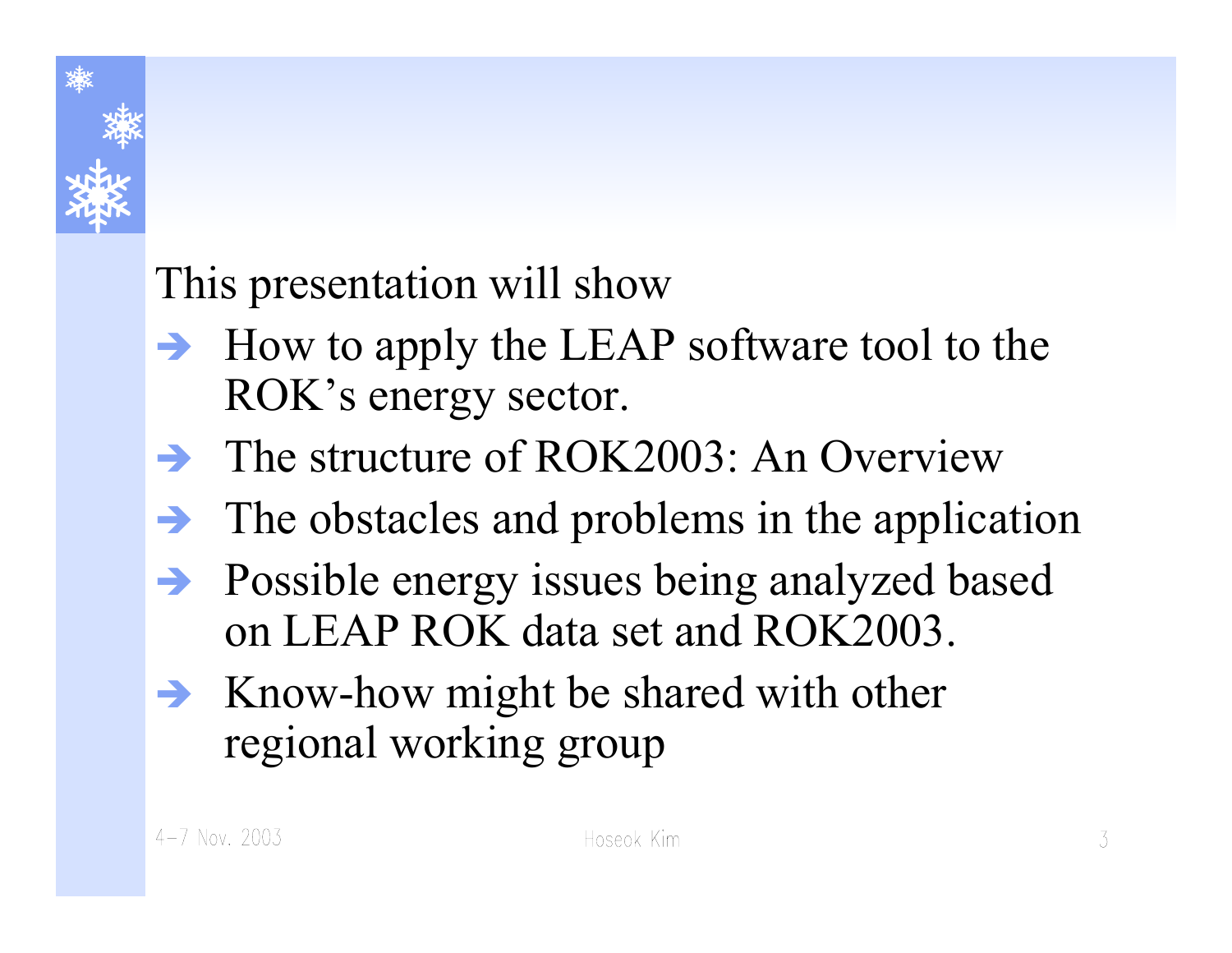This presentation will show

- How to apply the LEAP software tool to the ROK's energy sector.
- The structure of ROK2003: An Overview
- The obstacles and problems in the application
- Possible energy issues being analyzed based on LEAP ROK data set and ROK2003.
- Know-how might be shared with other regional working group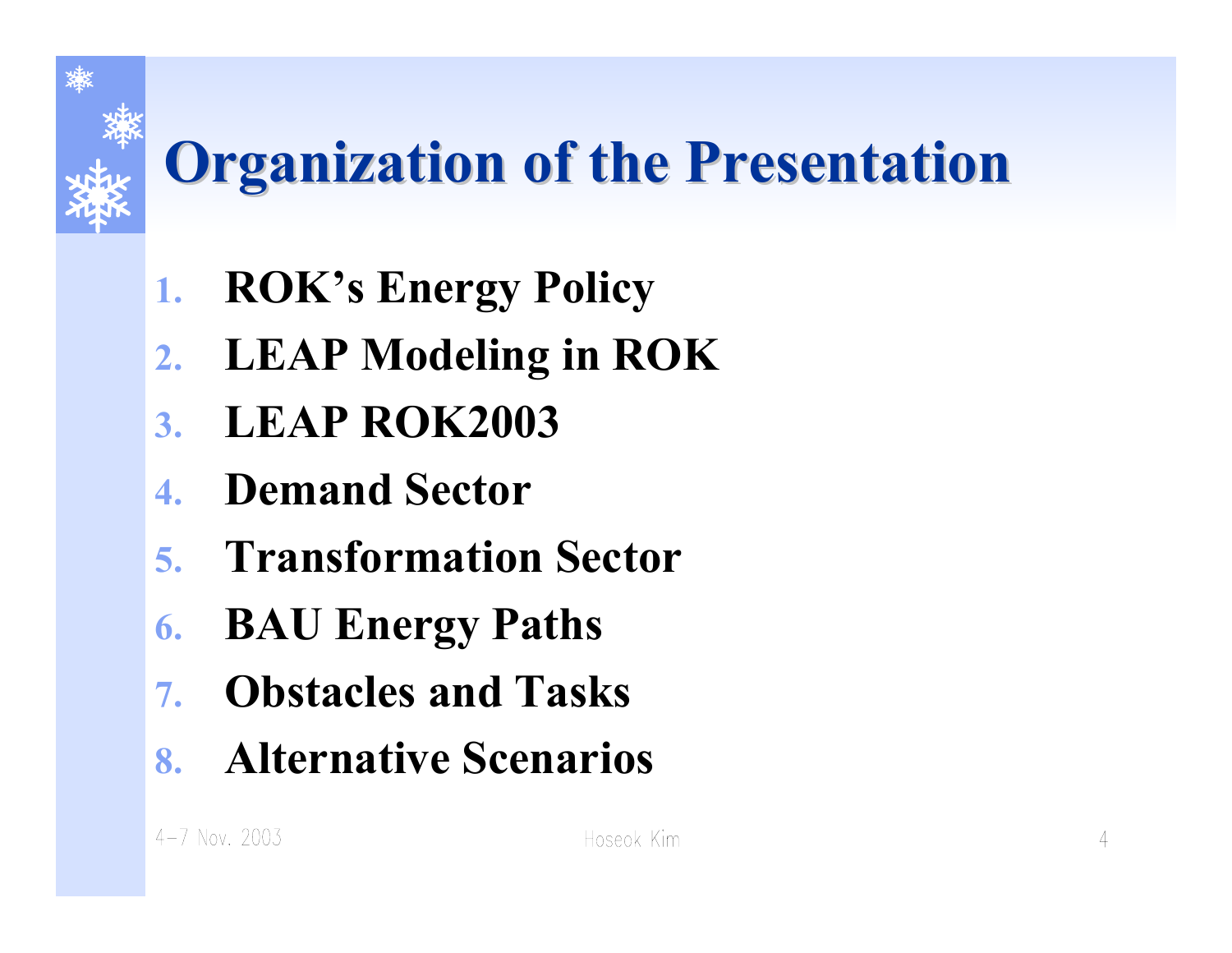# Organization of the Presentation

1. **ROK's Energy Policy**
2. **LEAP Modeling in ROK**
3. **LEAP ROK2003**
4. **Demand Sector**
5. **Transformation Sector**
6. **BAU Energy Paths**
7. **Obstacles and Tasks**
8. **Alternative Scenarios**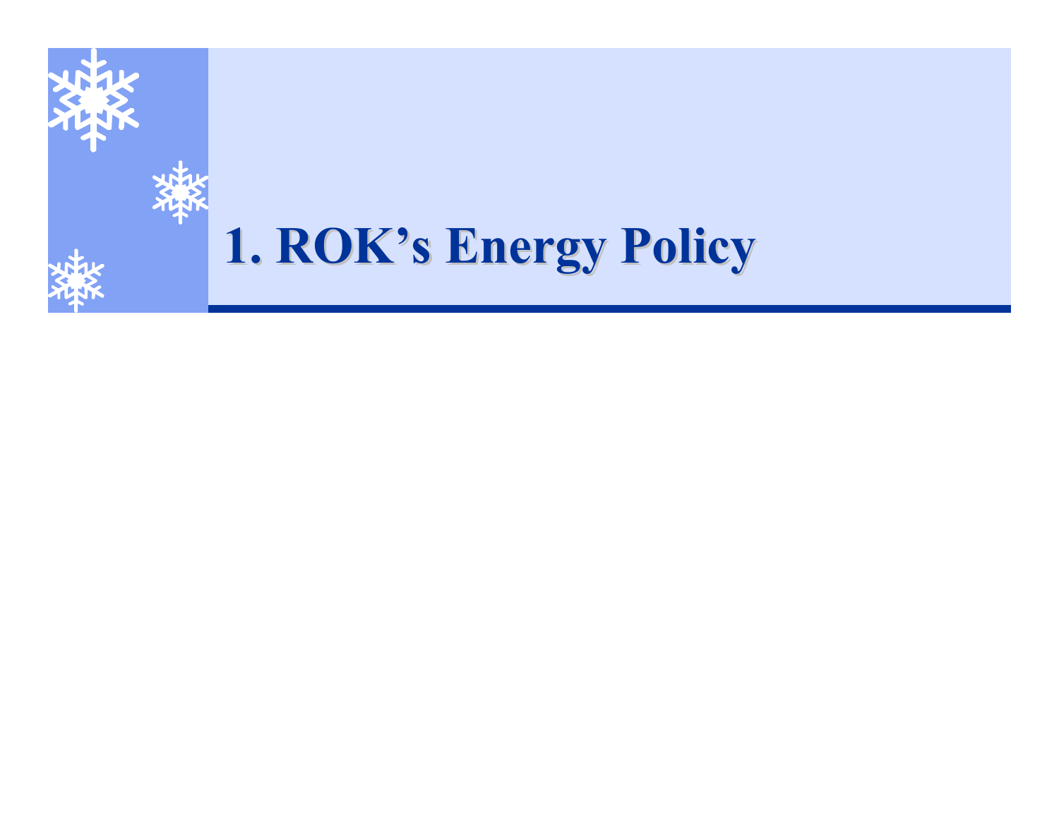# 1. ROK’s Energy Policy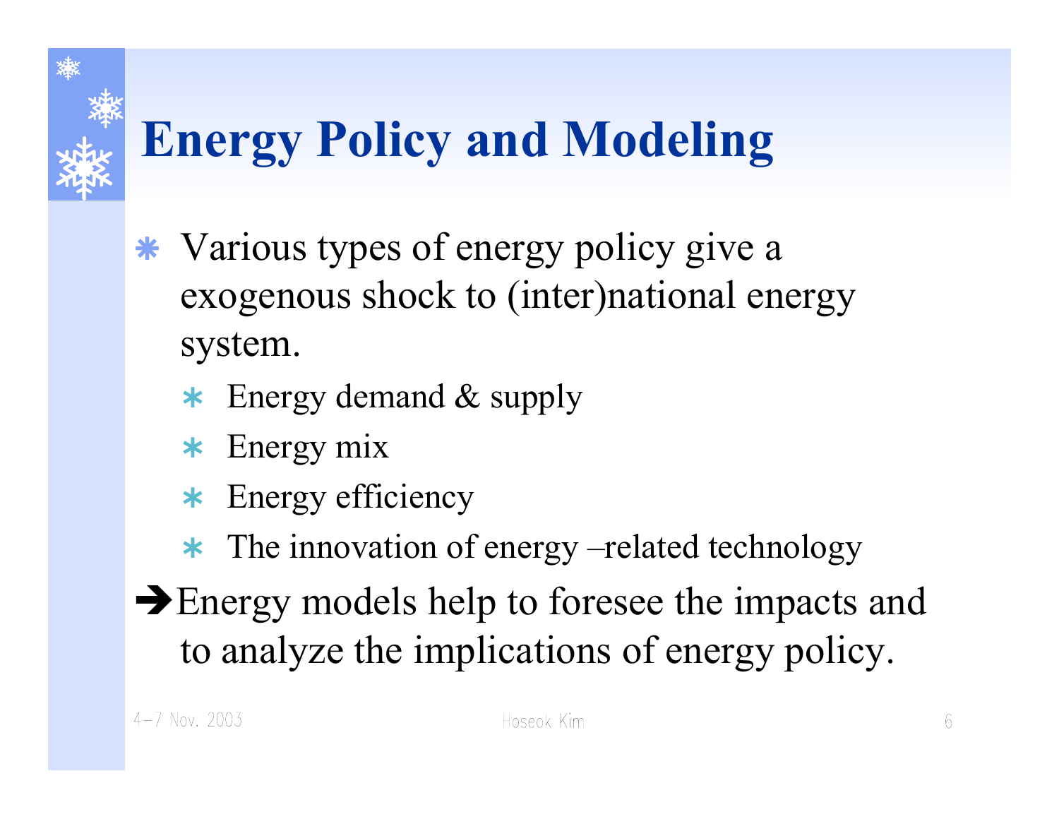# Energy Policy and Modeling

- Various types of energy policy give a exogenous shock to (inter)national energy system.
  - Energy demand & supply
  - Energy mix
  - Energy efficiency
  - The innovation of energy –related technology

➔Energy models help to foresee the impacts and to analyze the implications of energy policy.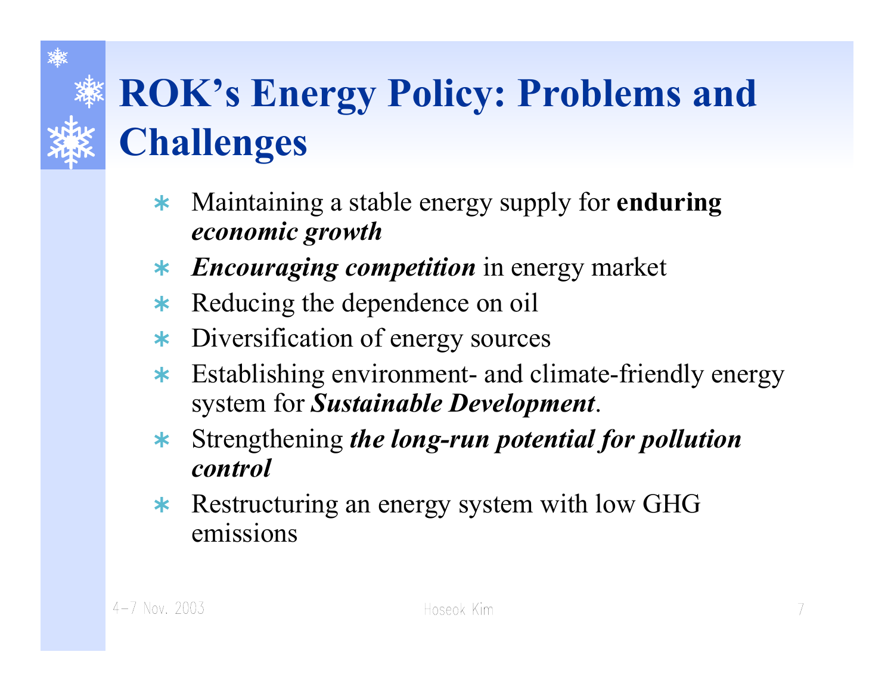# ROK's Energy Policy: Problems and Challenges

- Maintaining a stable energy supply for **enduring *economic growth***
- ***Encouraging competition*** in energy market
- Reducing the dependence on oil
- Diversification of energy sources
- Establishing environment- and climate-friendly energy system for ***Sustainable Development***.
- Strengthening ***the long-run potential for pollution control***
- Restructuring an energy system with low GHG emissions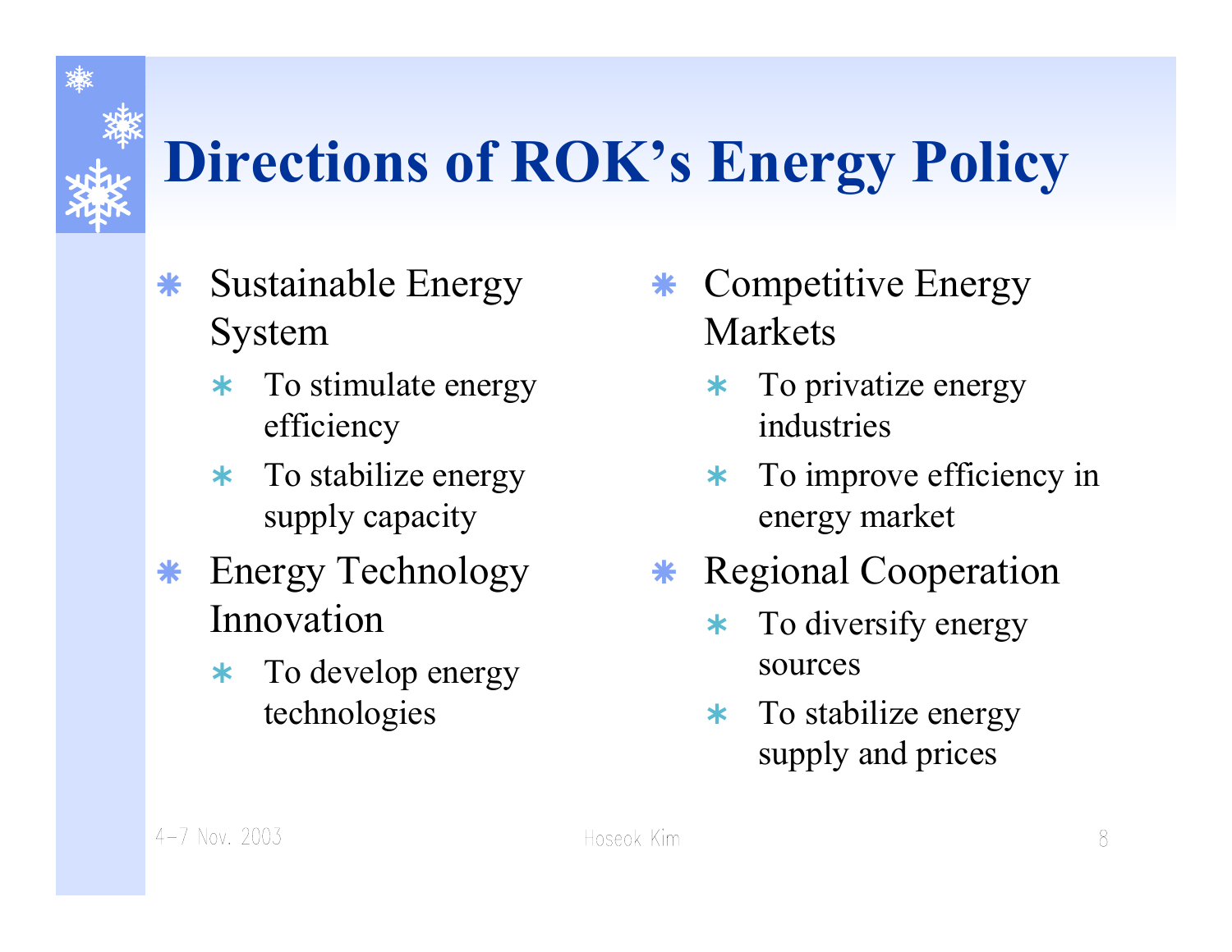# Directions of ROK's Energy Policy

- Sustainable Energy System
  - To stimulate energy efficiency
  - To stabilize energy supply capacity
- Energy Technology Innovation
  - To develop energy technologies
- Competitive Energy Markets
  - To privatize energy industries
  - To improve efficiency in energy market
- Regional Cooperation
  - To diversify energy sources
  - To stabilize energy supply and prices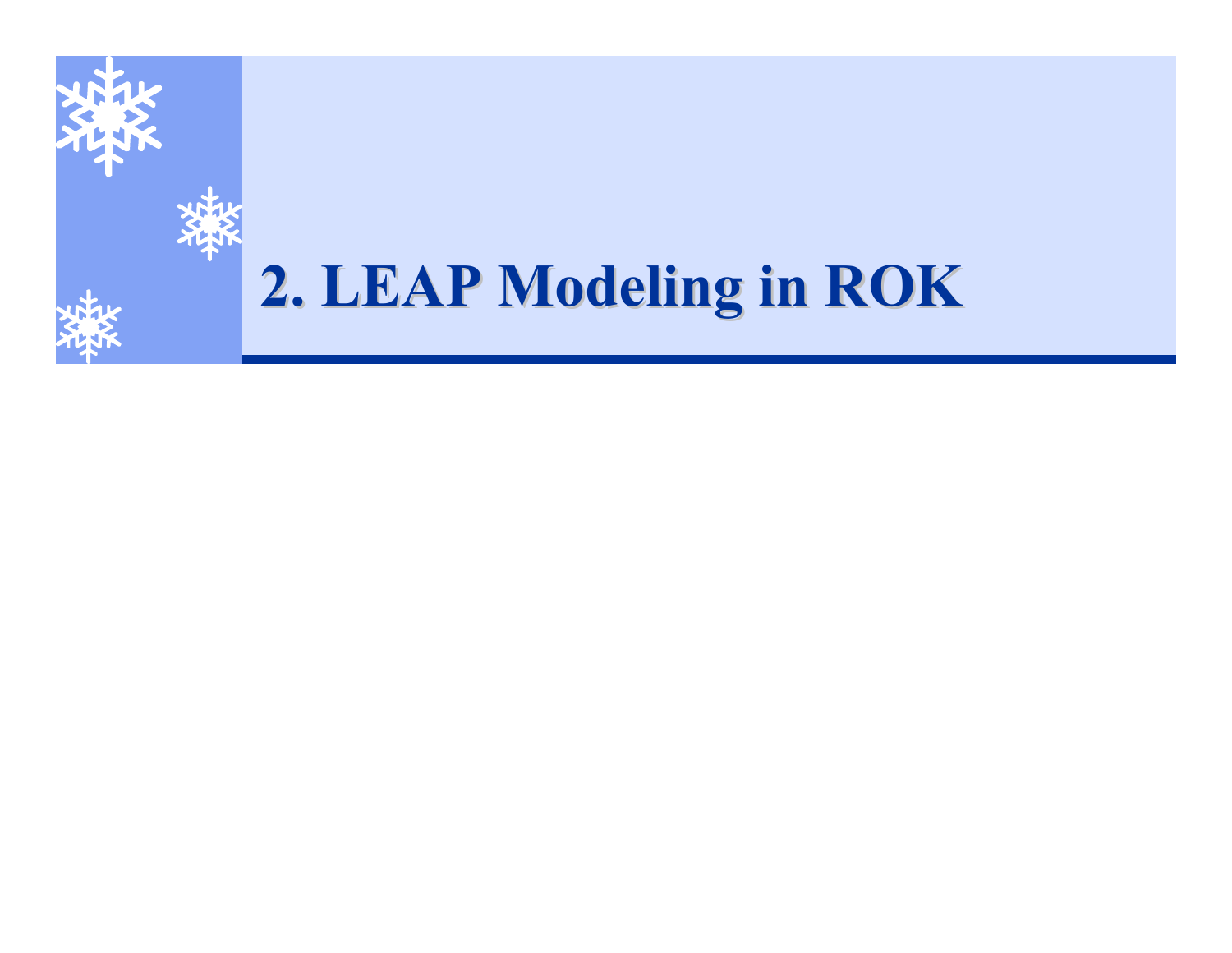# 2. LEAP Modeling in ROK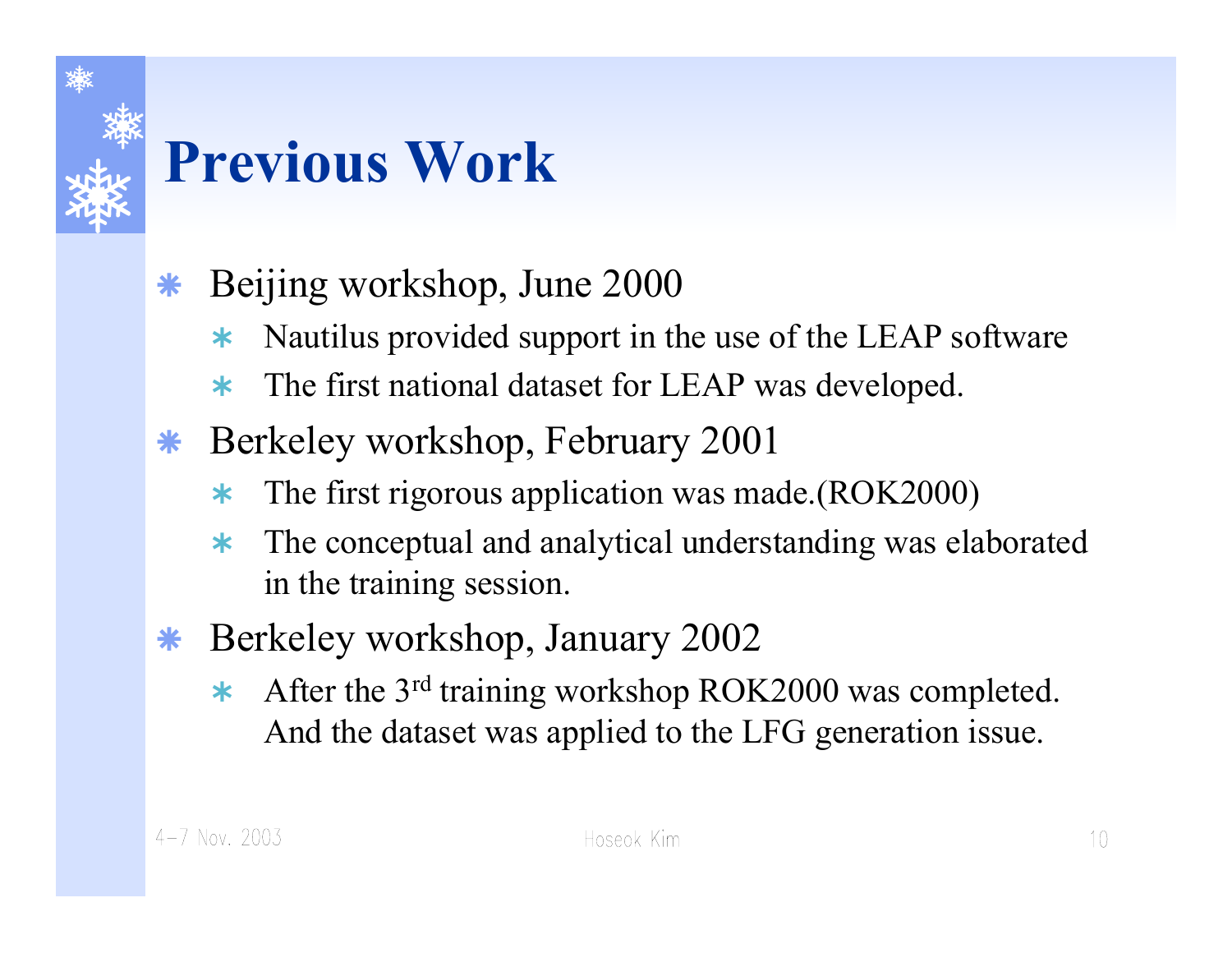# Previous Work

- Beijing workshop, June 2000
  - Nautilus provided support in the use of the LEAP software
  - The first national dataset for LEAP was developed.
- Berkeley workshop, February 2001
  - The first rigorous application was made.(ROK2000)
  - The conceptual and analytical understanding was elaborated in the training session.
- Berkeley workshop, January 2002
  - After the 3rd training workshop ROK2000 was completed. And the dataset was applied to the LFG generation issue.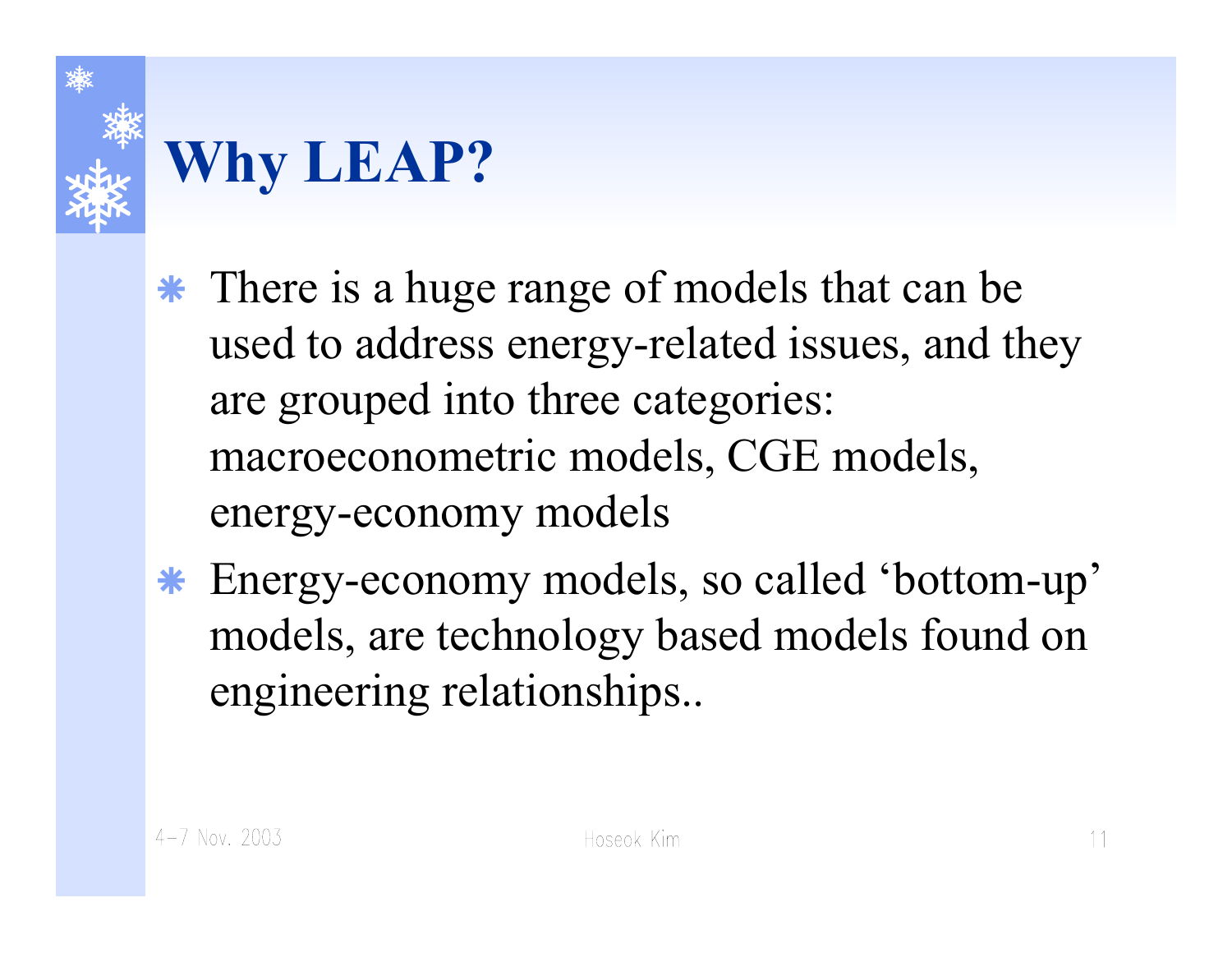# Why LEAP?

- There is a huge range of models that can be used to address energy-related issues, and they are grouped into three categories: macroeconometric models, CGE models, energy-economy models
- Energy-economy models, so called 'bottom-up' models, are technology based models found on engineering relationships..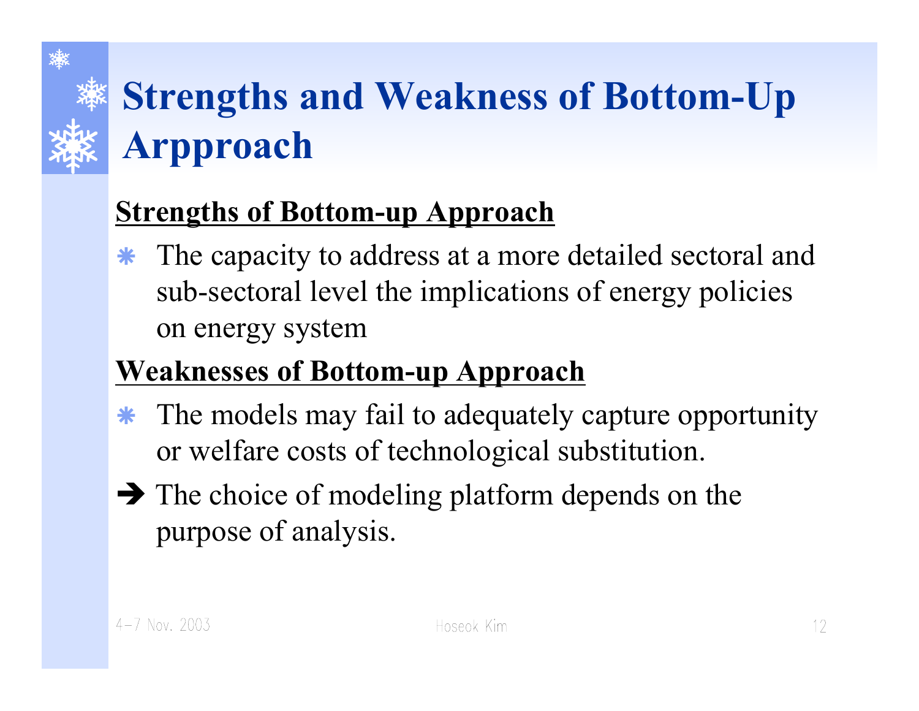# Strengths and Weakness of Bottom-Up Arpproach

**Strengths of Bottom-up Approach**

- The capacity to address at a more detailed sectoral and sub-sectoral level the implications of energy policies on energy system

**Weaknesses of Bottom-up Approach**

- The models may fail to adequately capture opportunity or welfare costs of technological substitution.

➔ The choice of modeling platform depends on the purpose of analysis.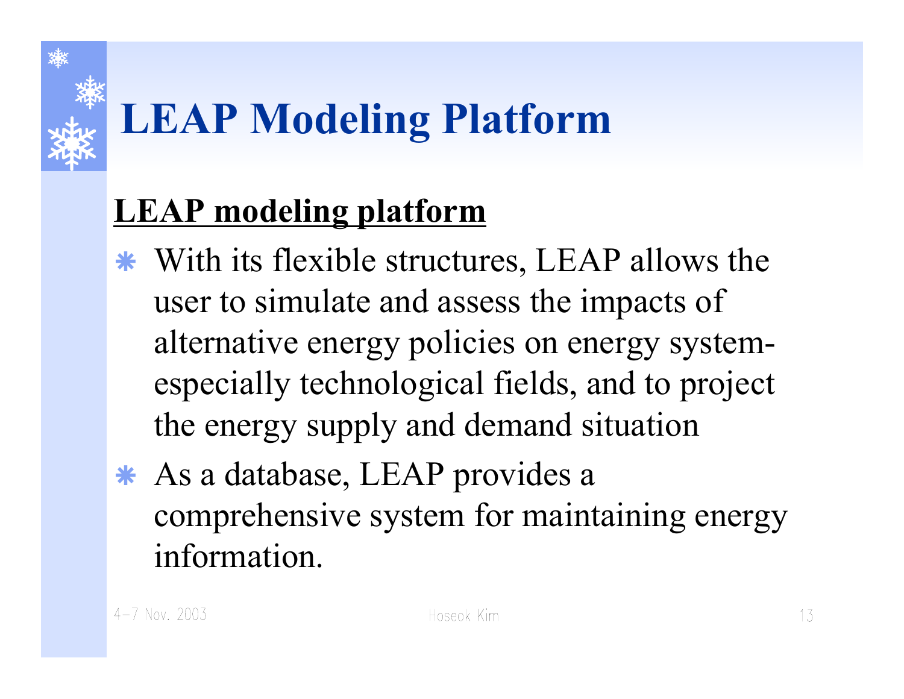# LEAP Modeling Platform

**LEAP modeling platform**

- With its flexible structures, LEAP allows the user to simulate and assess the impacts of alternative energy policies on energy system- especially technological fields, and to project the energy supply and demand situation
- As a database, LEAP provides a comprehensive system for maintaining energy information.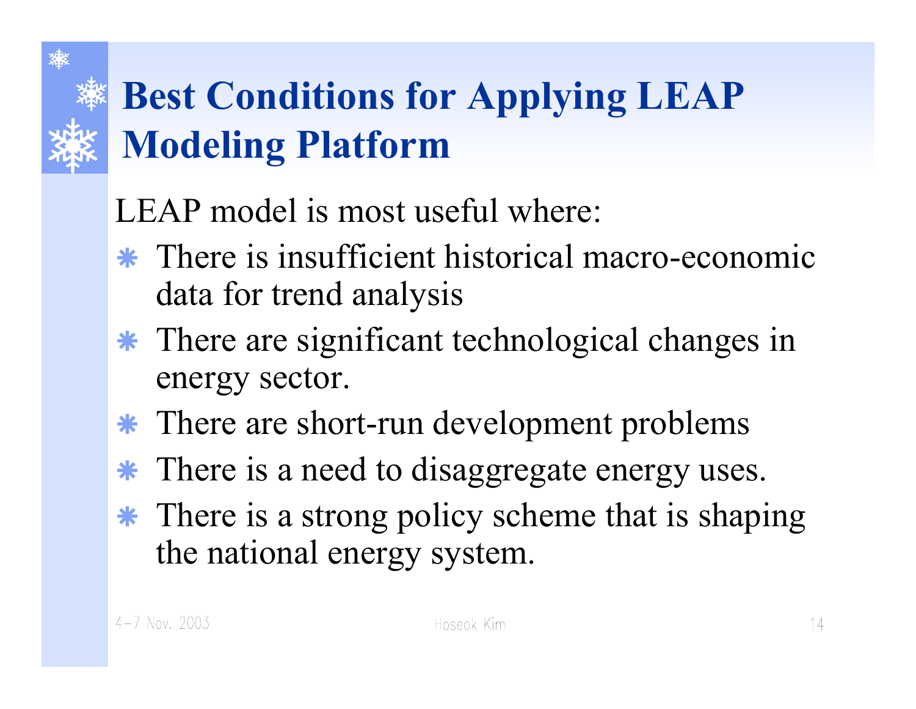# Best Conditions for Applying LEAP Modeling Platform

LEAP model is most useful where:

- There is insufficient historical macro-economic data for trend analysis
- There are significant technological changes in energy sector.
- There are short-run development problems
- There is a need to disaggregate energy uses.
- There is a strong policy scheme that is shaping the national energy system.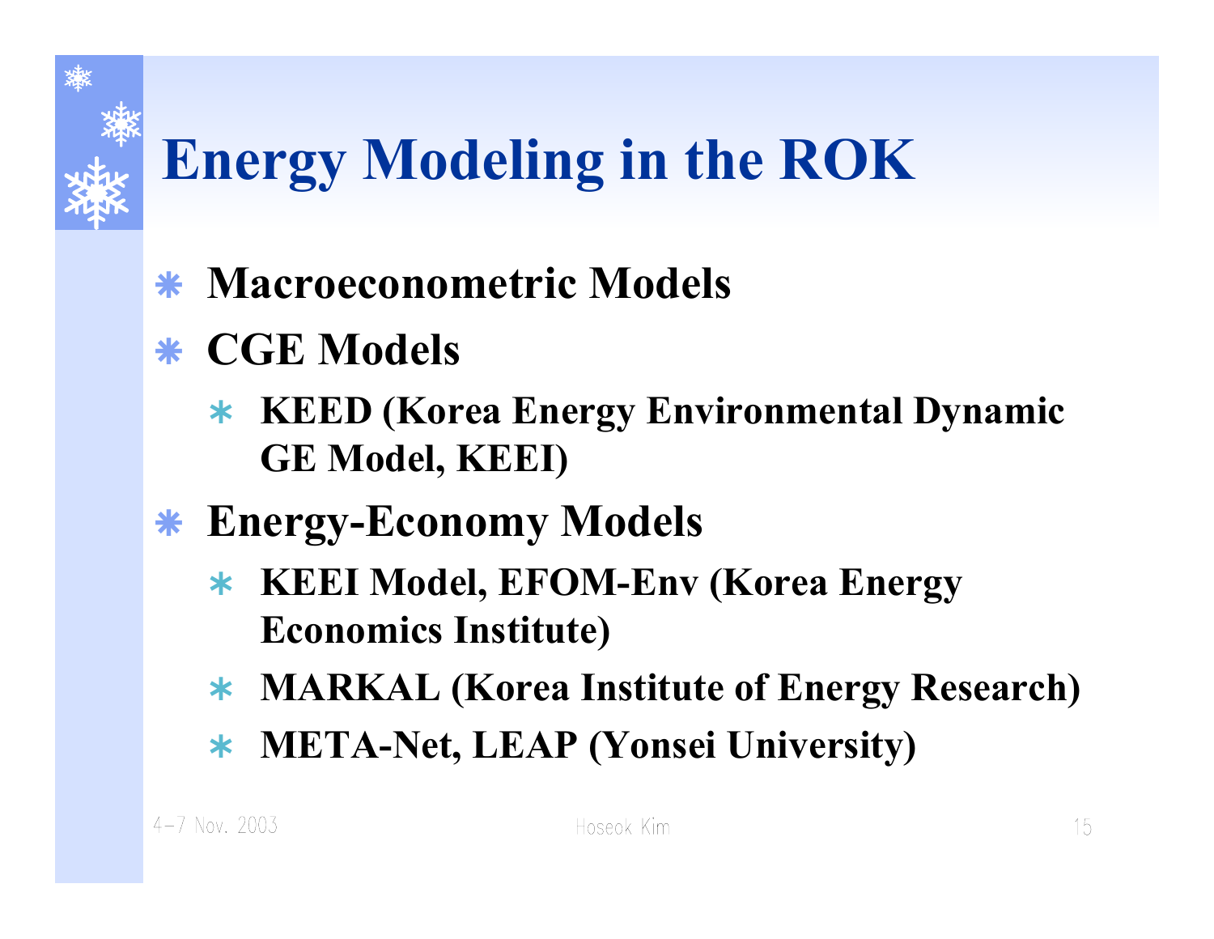# Energy Modeling in the ROK

- **Macroeconometric Models**
- **CGE Models**
  - **KEED (Korea Energy Environmental Dynamic GE Model, KEEI)**
- **Energy-Economy Models**
  - **KEEI Model, EFOM-Env (Korea Energy Economics Institute)**
  - **MARKAL (Korea Institute of Energy Research)**
  - **META-Net, LEAP (Yonsei University)**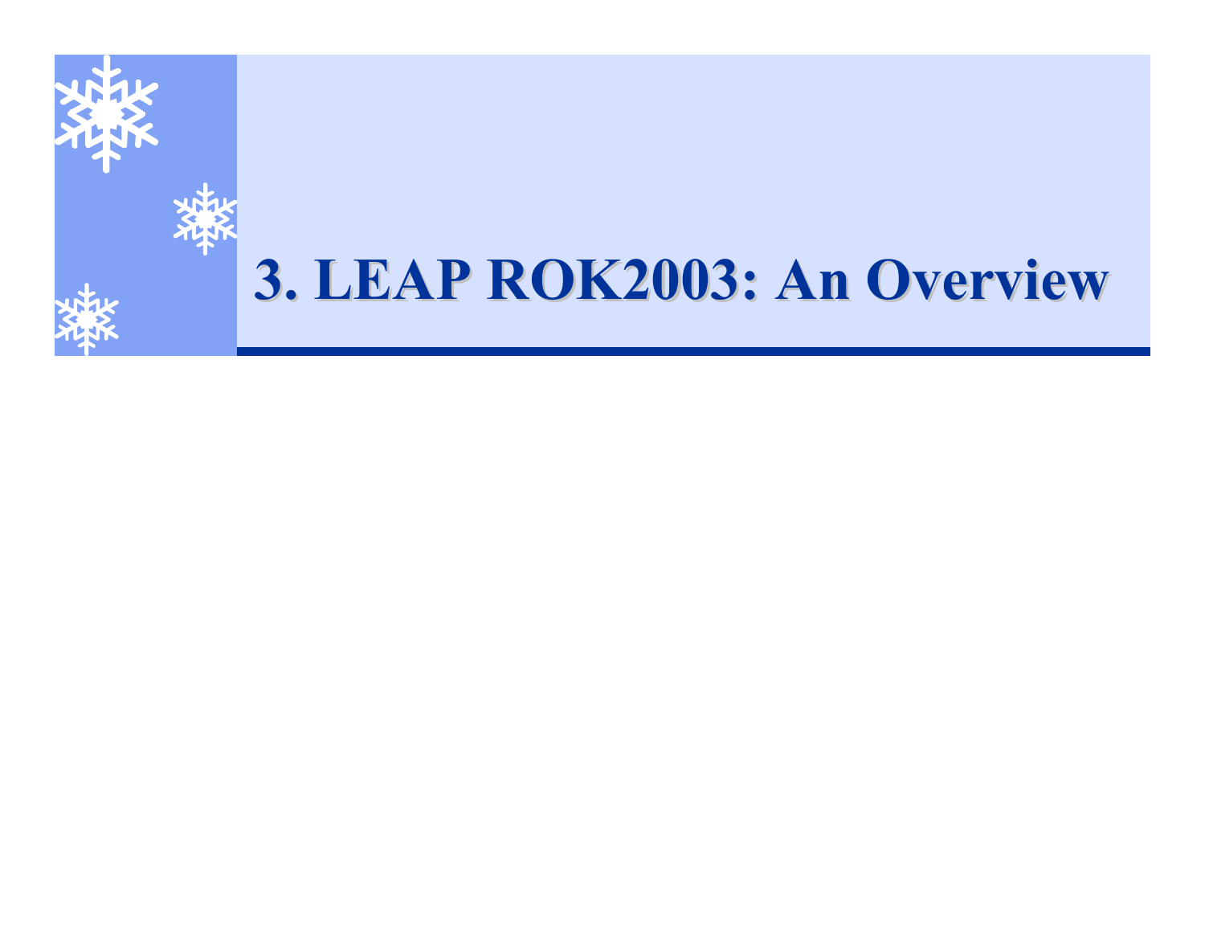# 3. LEAP ROK2003: An Overview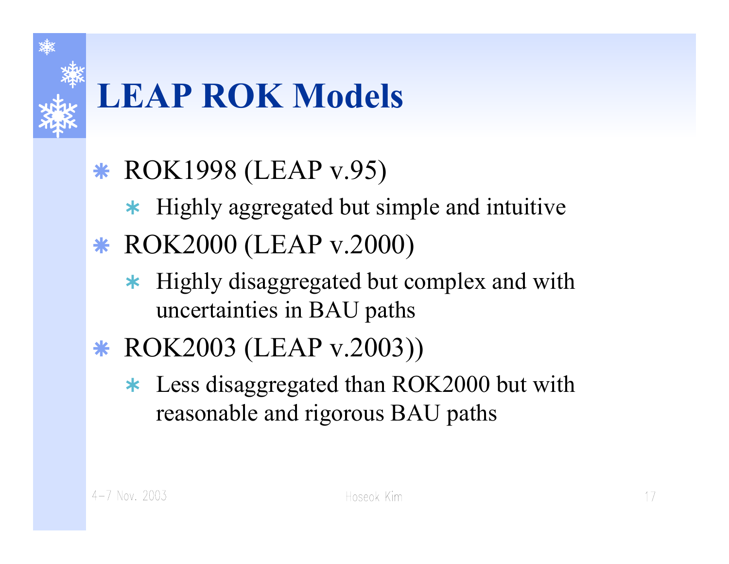# LEAP ROK Models

- ROK1998 (LEAP v.95)
  - Highly aggregated but simple and intuitive
- ROK2000 (LEAP v.2000)
  - Highly disaggregated but complex and with uncertainties in BAU paths
- ROK2003 (LEAP v.2003))
  - Less disaggregated than ROK2000 but with reasonable and rigorous BAU paths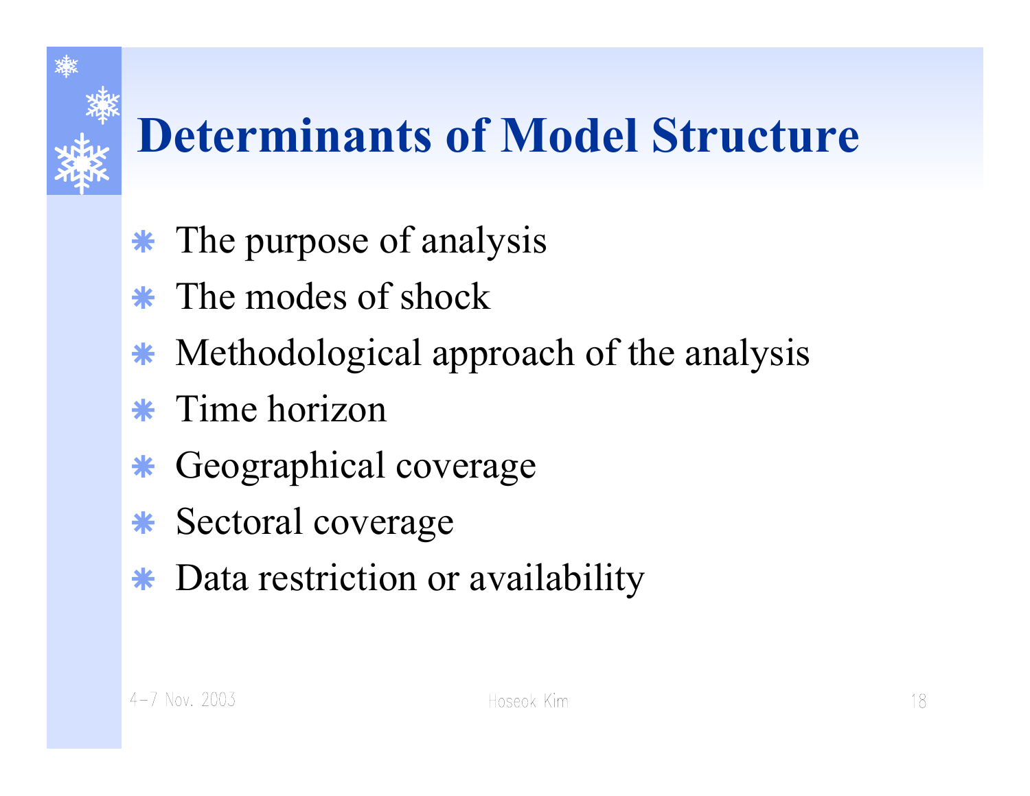# Determinants of Model Structure

- The purpose of analysis
- The modes of shock
- Methodological approach of the analysis
- Time horizon
- Geographical coverage
- Sectoral coverage
- Data restriction or availability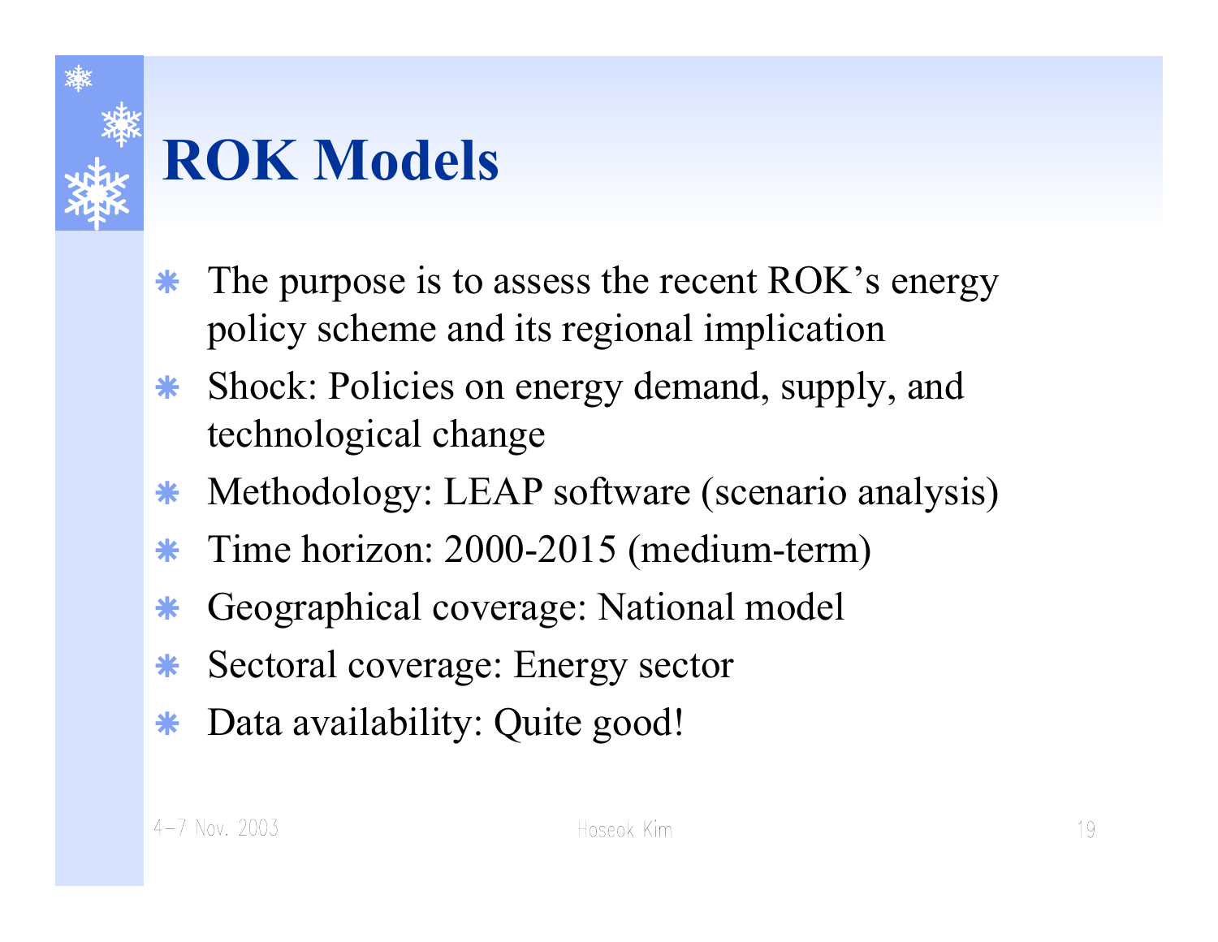# ROK Models

- The purpose is to assess the recent ROK's energy policy scheme and its regional implication
- Shock: Policies on energy demand, supply, and technological change
- Methodology: LEAP software (scenario analysis)
- Time horizon: 2000-2015 (medium-term)
- Geographical coverage: National model
- Sectoral coverage: Energy sector
- Data availability: Quite good!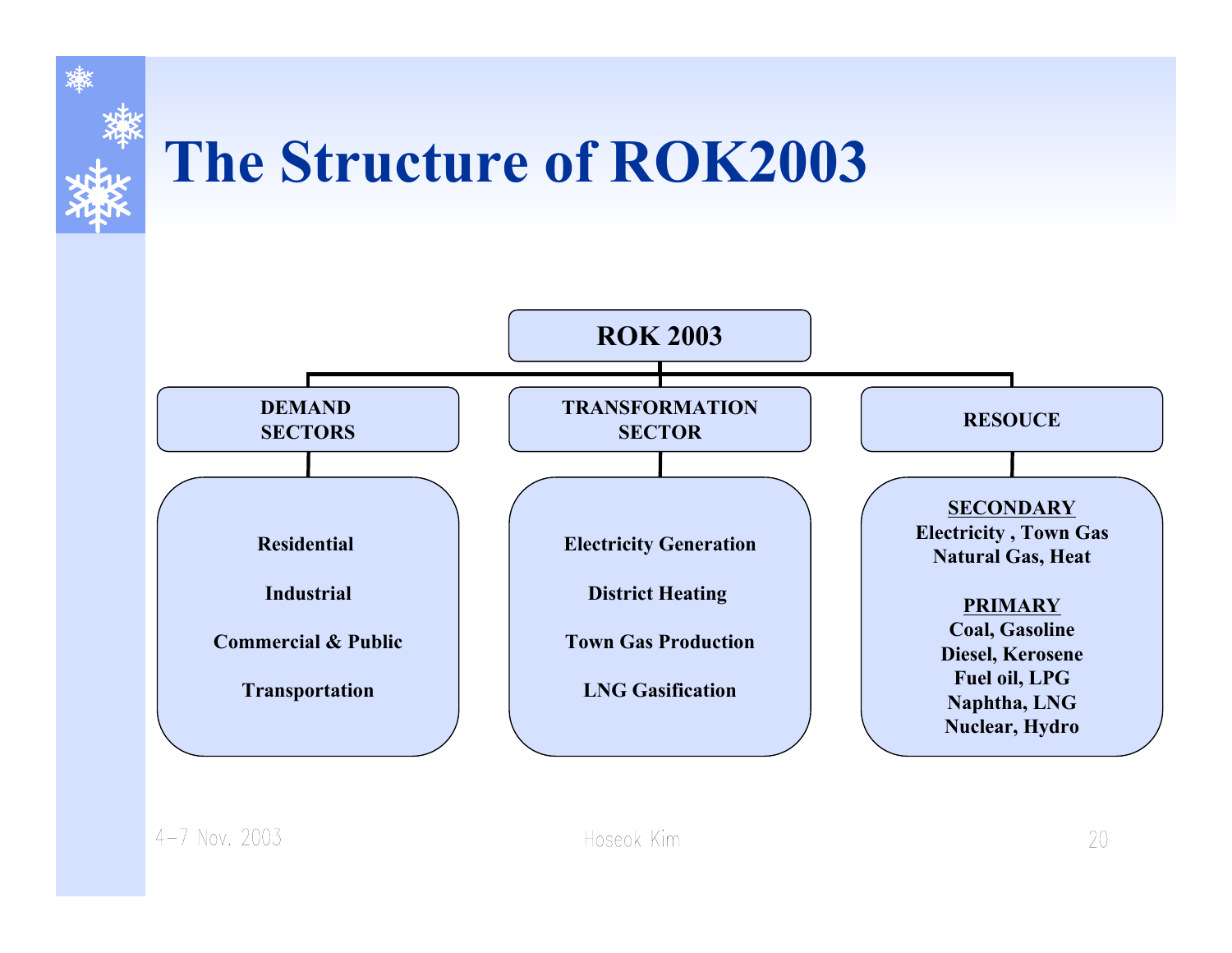# The Structure of ROK2003

**ROK 2003**

- **DEMAND SECTORS**
  - Residential
  - Industrial
  - Commercial & Public
  - Transportation
- **TRANSFORMATION SECTOR**
  - Electricity Generation
  - District Heating
  - Town Gas Production
  - LNG Gasification
- **RESOUCE**
  - **SECONDARY**
    - Electricity , Town Gas
    - Natural Gas, Heat
  - **PRIMARY**
    - Coal, Gasoline
    - Diesel, Kerosene
    - Fuel oil, LPG
    - Naphtha, LNG
    - Nuclear, Hydro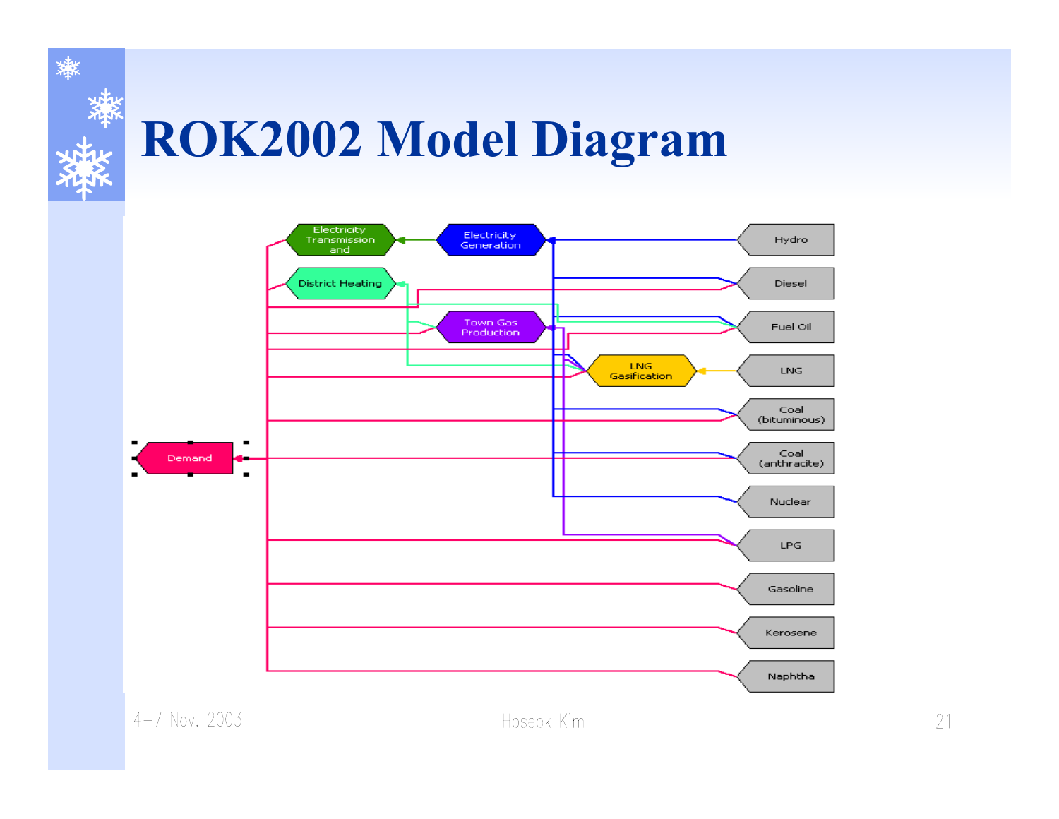# ROK2002 Model Diagram

Electricity Transmission and

Electricity Generation

District Heating

Town Gas Production

LNG Gasification

Demand

Hydro

Diesel

Fuel Oil

LNG

Coal (bituminous)

Coal (anthracite)

Nuclear

LPG

Gasoline

Kerosene

Naphtha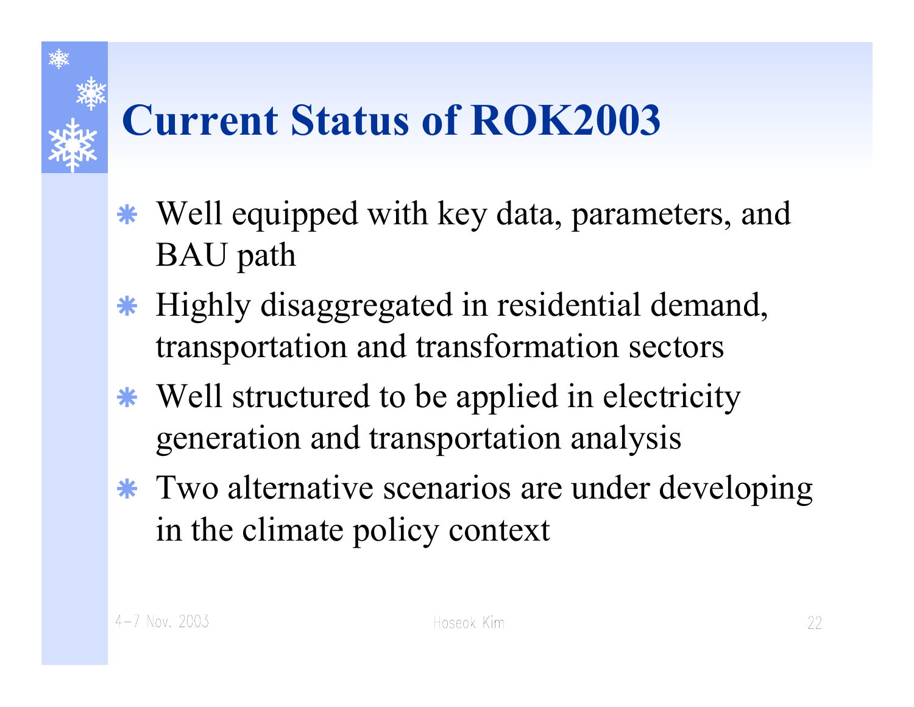# Current Status of ROK2003

- Well equipped with key data, parameters, and BAU path
- Highly disaggregated in residential demand, transportation and transformation sectors
- Well structured to be applied in electricity generation and transportation analysis
- Two alternative scenarios are under developing in the climate policy context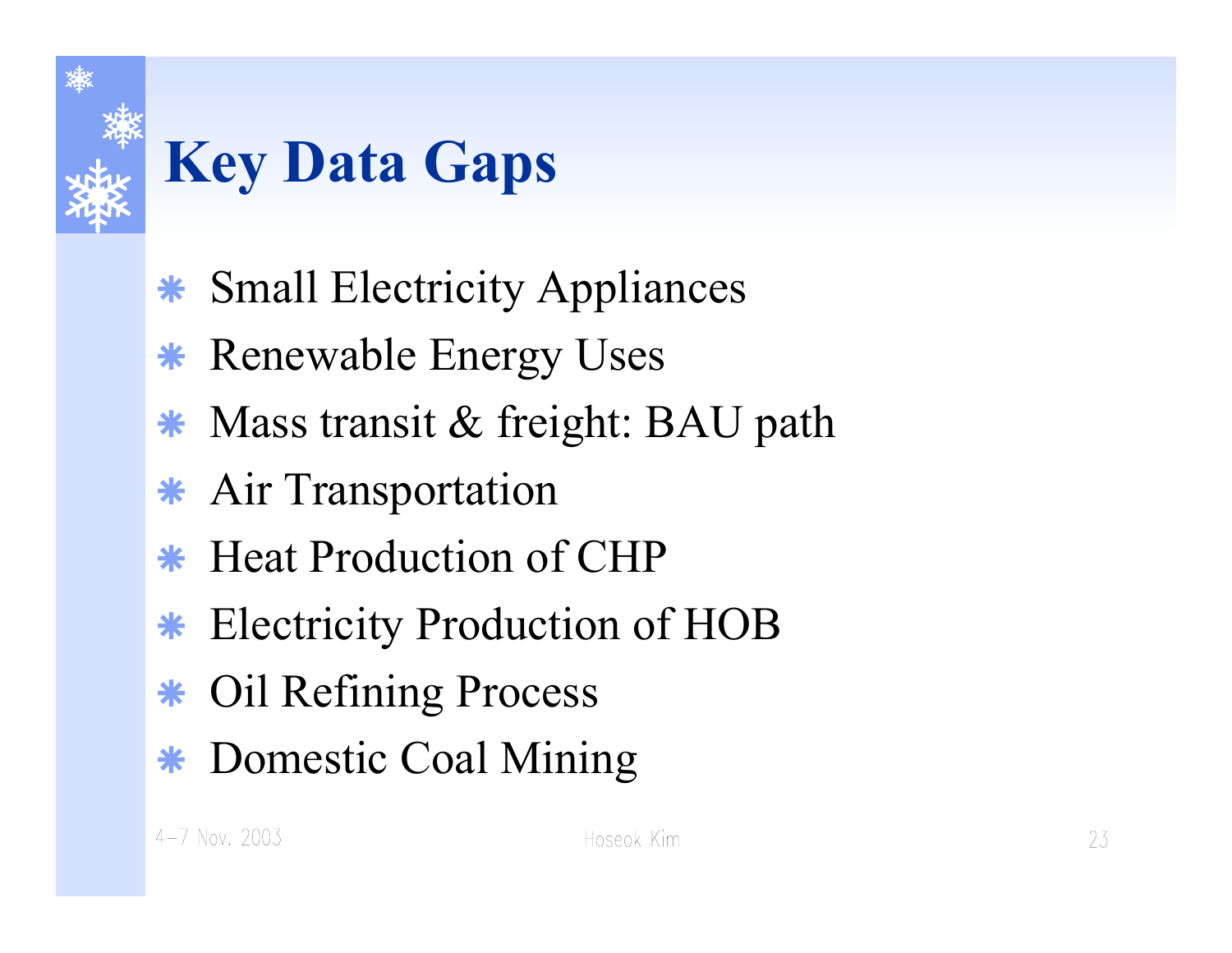# Key Data Gaps

- Small Electricity Appliances
- Renewable Energy Uses
- Mass transit & freight: BAU path
- Air Transportation
- Heat Production of CHP
- Electricity Production of HOB
- Oil Refining Process
- Domestic Coal Mining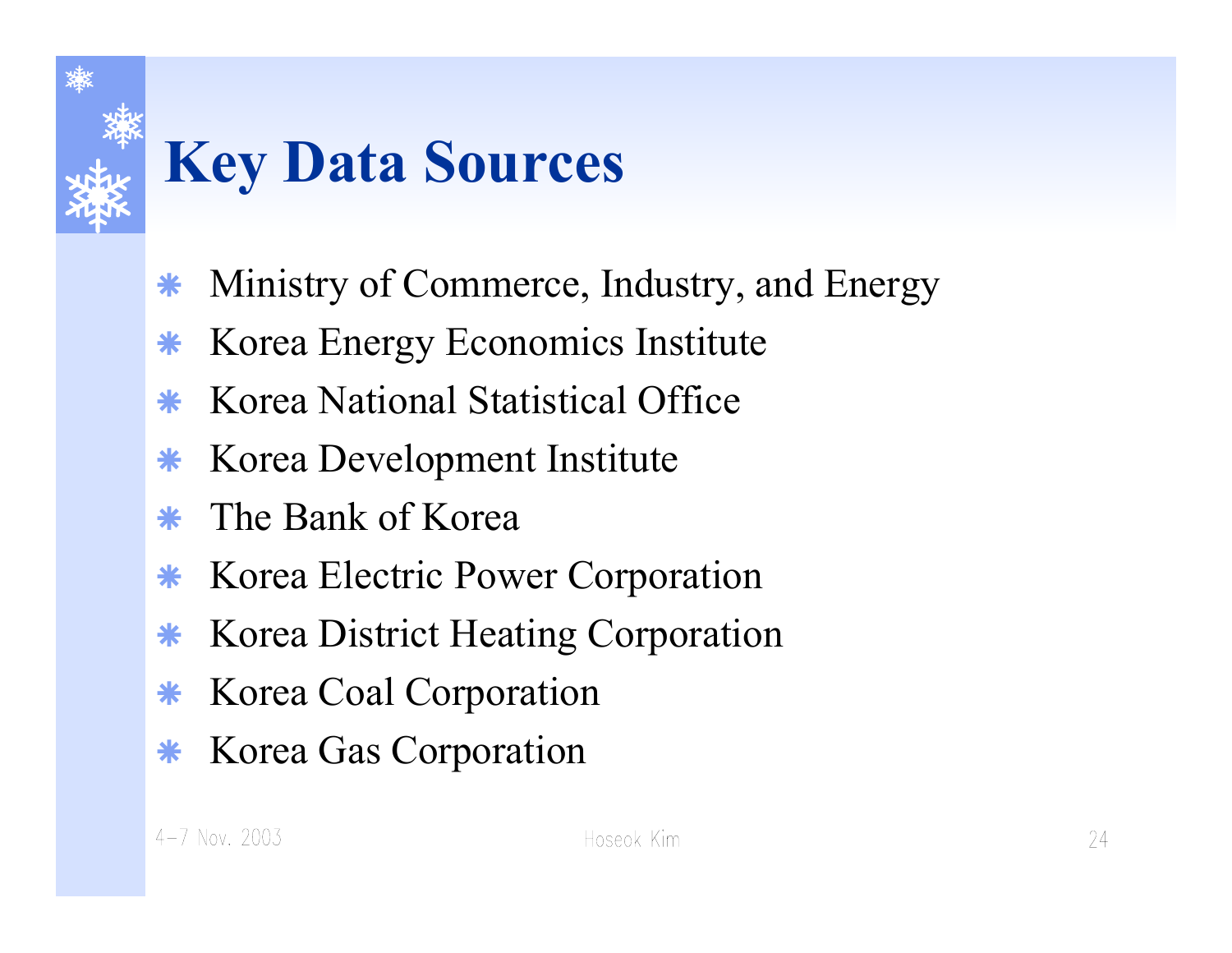# Key Data Sources

- Ministry of Commerce, Industry, and Energy
- Korea Energy Economics Institute
- Korea National Statistical Office
- Korea Development Institute
- The Bank of Korea
- Korea Electric Power Corporation
- Korea District Heating Corporation
- Korea Coal Corporation
- Korea Gas Corporation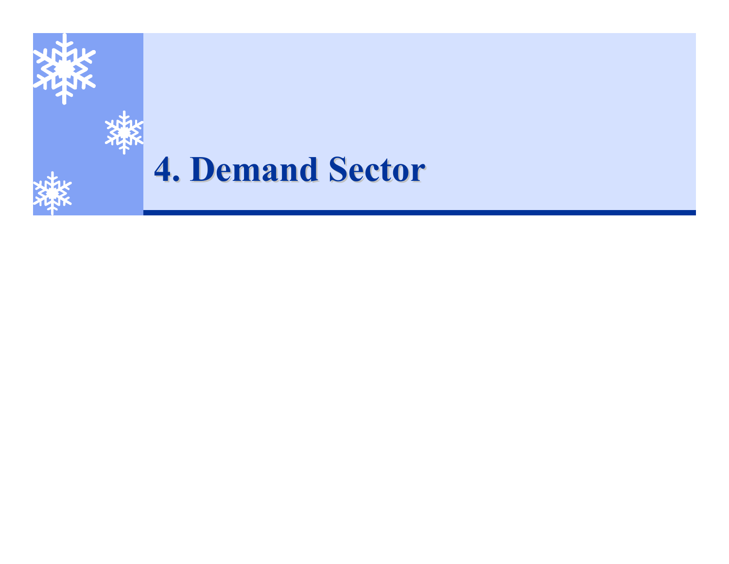# 4. Demand Sector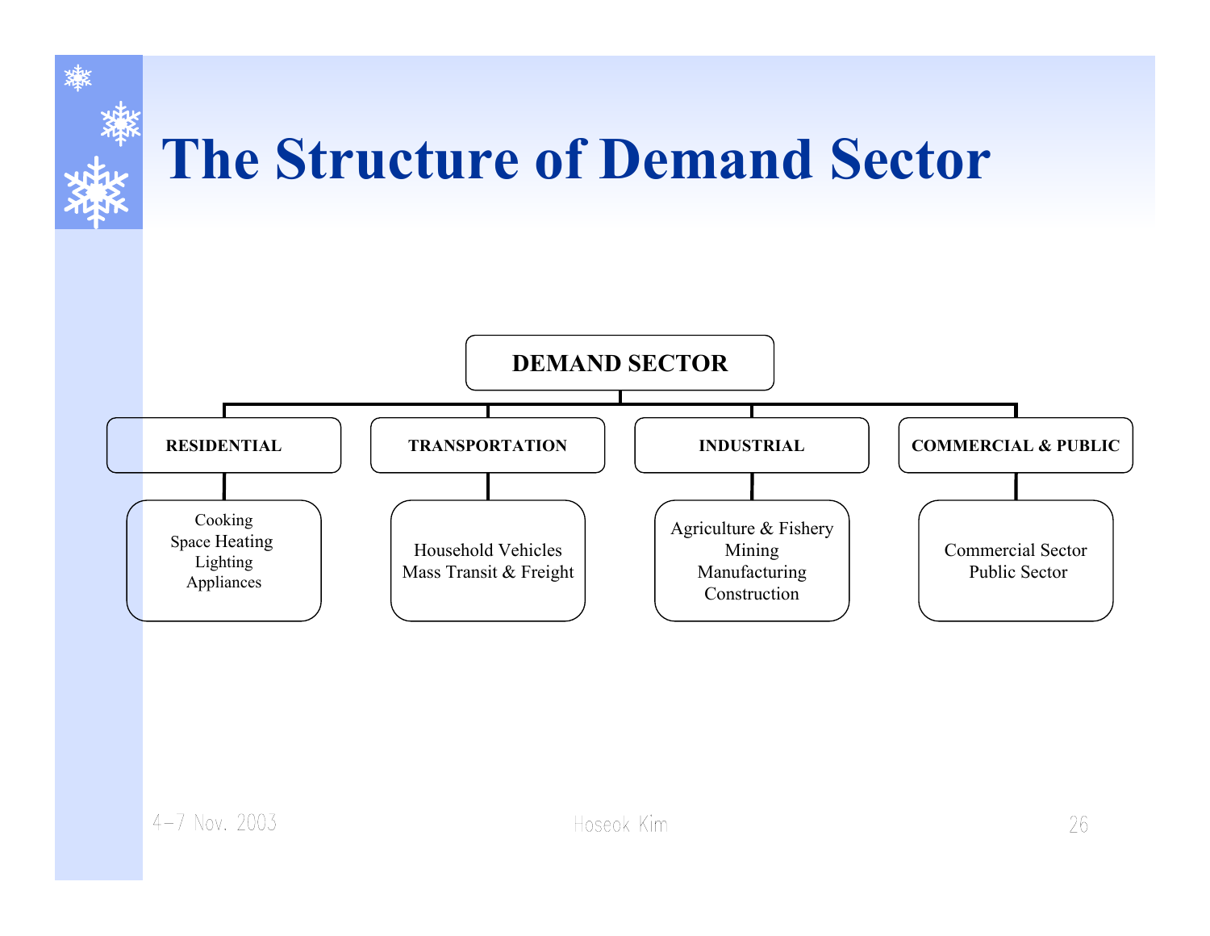# The Structure of Demand Sector

**DEMAND SECTOR**

- **RESIDENTIAL**
  - Cooking
  - Space Heating
  - Lighting
  - Appliances
- **TRANSPORTATION**
  - Household Vehicles
  - Mass Transit & Freight
- **INDUSTRIAL**
  - Agriculture & Fishery
  - Mining
  - Manufacturing
  - Construction
- **COMMERCIAL & PUBLIC**
  - Commercial Sector
  - Public Sector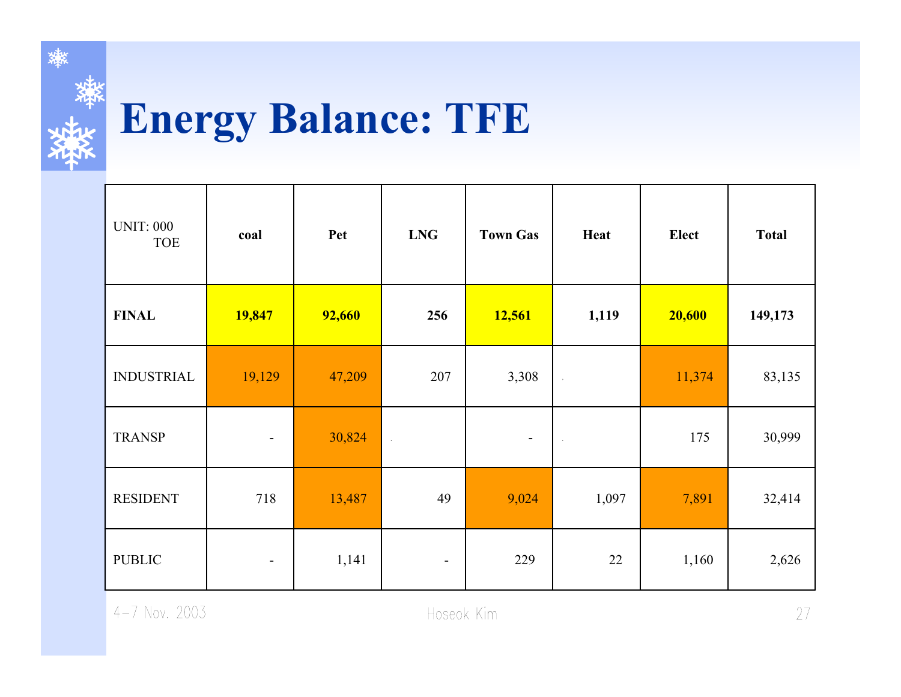# Energy Balance: TFE

| UNIT: 000 TOE | coal | Pet | LNG | Town Gas | Heat | Elect | Total |
|---|---|---|---|---|---|---|---|
| **FINAL** | **19,847** | **92,660** | **256** | **12,561** | **1,119** | **20,600** | **149,173** |
| INDUSTRIAL | 19,129 | 47,209 | 207 | 3,308 | | 11,374 | 83,135 |
| TRANSP | - | 30,824 | | - | | 175 | 30,999 |
| RESIDENT | 718 | 13,487 | 49 | 9,024 | 1,097 | 7,891 | 32,414 |
| PUBLIC | - | 1,141 | - | 229 | 22 | 1,160 | 2,626 |

4-7 Nov. 2003 Hoseok Kim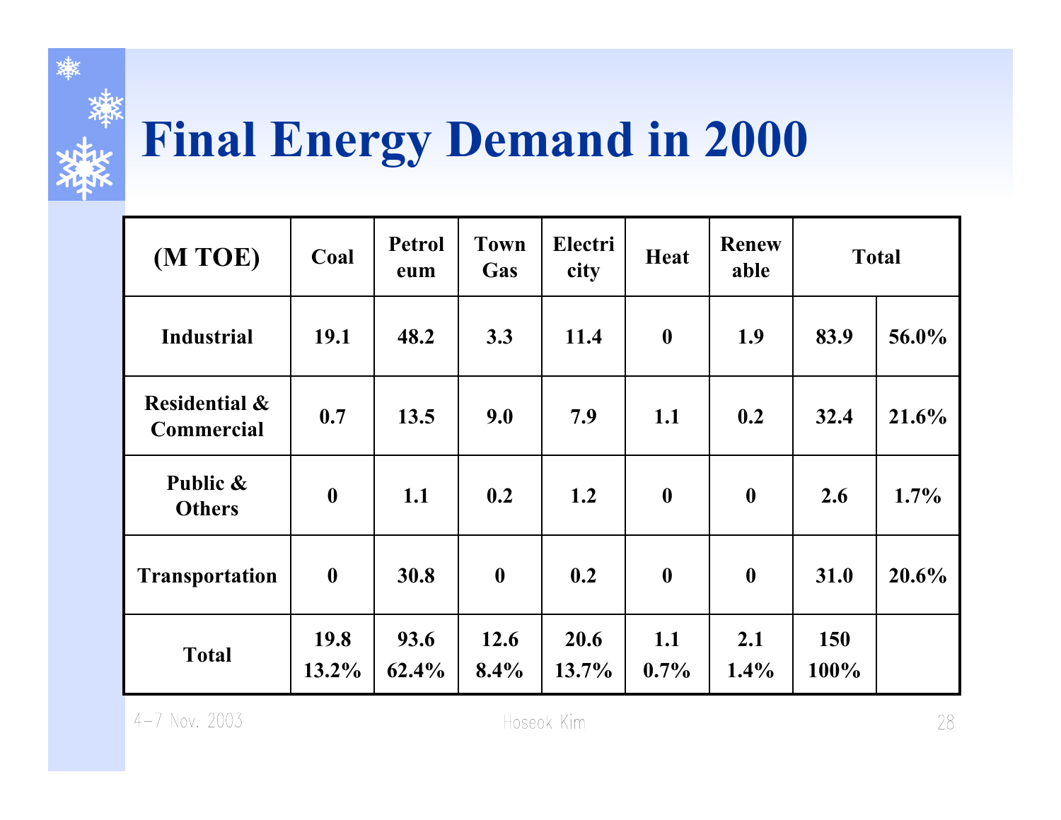# Final Energy Demand in 2000

| (M TOE) | Coal | Petroleum | Town Gas | Electricity | Heat | Renewable | Total | |
|---|---|---|---|---|---|---|---|---|
| Industrial | 19.1 | 48.2 | 3.3 | 11.4 | 0 | 1.9 | 83.9 | 56.0% |
| Residential & Commercial | 0.7 | 13.5 | 9.0 | 7.9 | 1.1 | 0.2 | 32.4 | 21.6% |
| Public & Others | 0 | 1.1 | 0.2 | 1.2 | 0 | 0 | 2.6 | 1.7% |
| Transportation | 0 | 30.8 | 0 | 0.2 | 0 | 0 | 31.0 | 20.6% |
| Total | 19.8<br>13.2% | 93.6<br>62.4% | 12.6<br>8.4% | 20.6<br>13.7% | 1.1<br>0.7% | 2.1<br>1.4% | 150<br>100% | |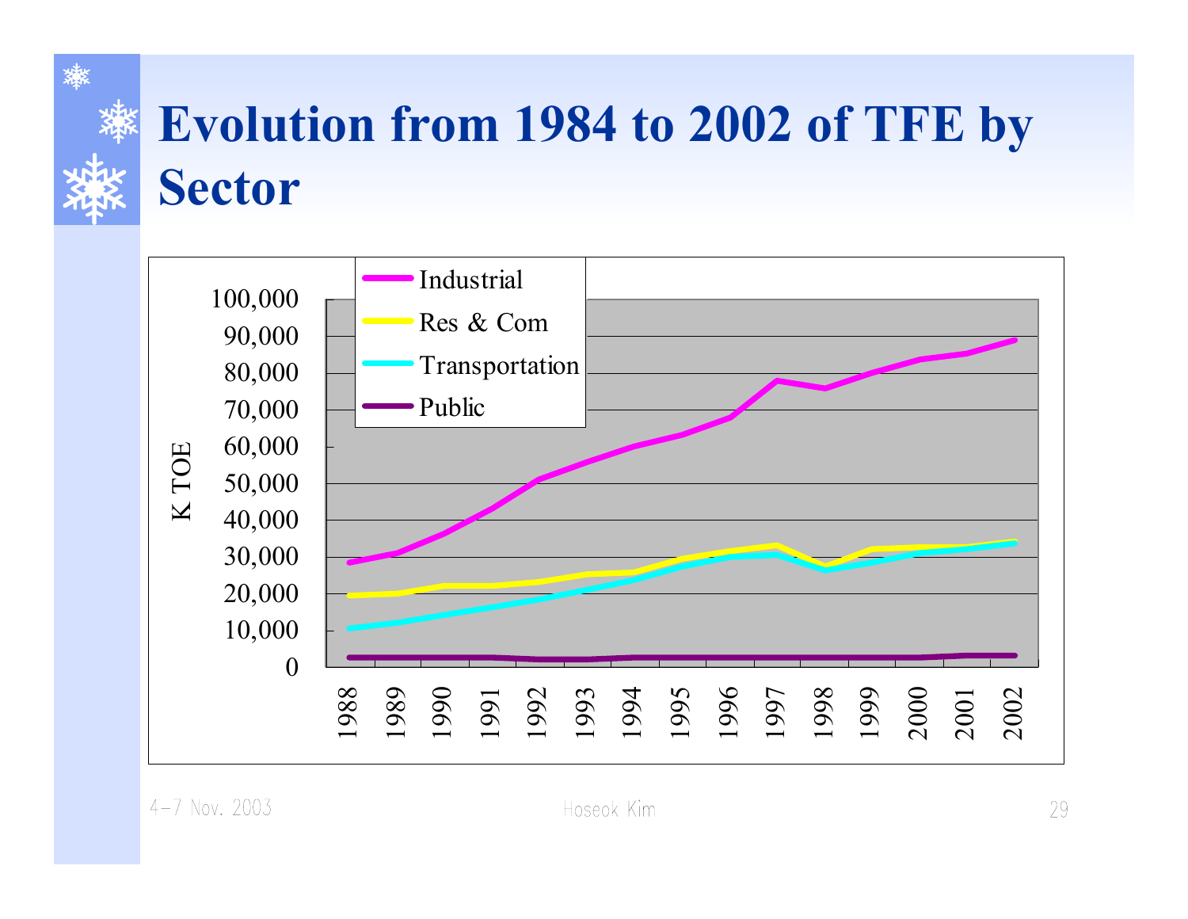# Evolution from 1984 to 2002 of TFE by Sector

Industrial

Res & Com

Transportation

Public

K TOE

100,000
90,000
80,000
70,000
60,000
50,000
40,000
30,000
20,000
10,000
0

1988 1989 1990 1991 1992 1993 1994 1995 1996 1997 1998 1999 2000 2001 2002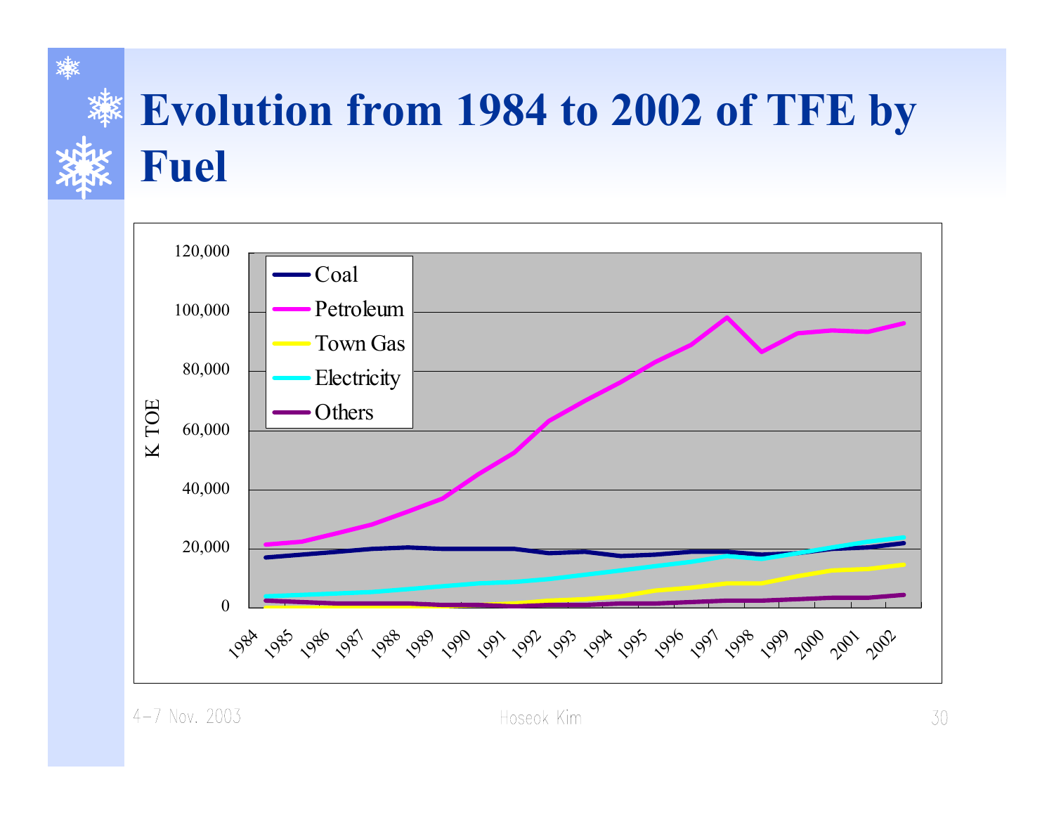# Evolution from 1984 to 2002 of TFE by Fuel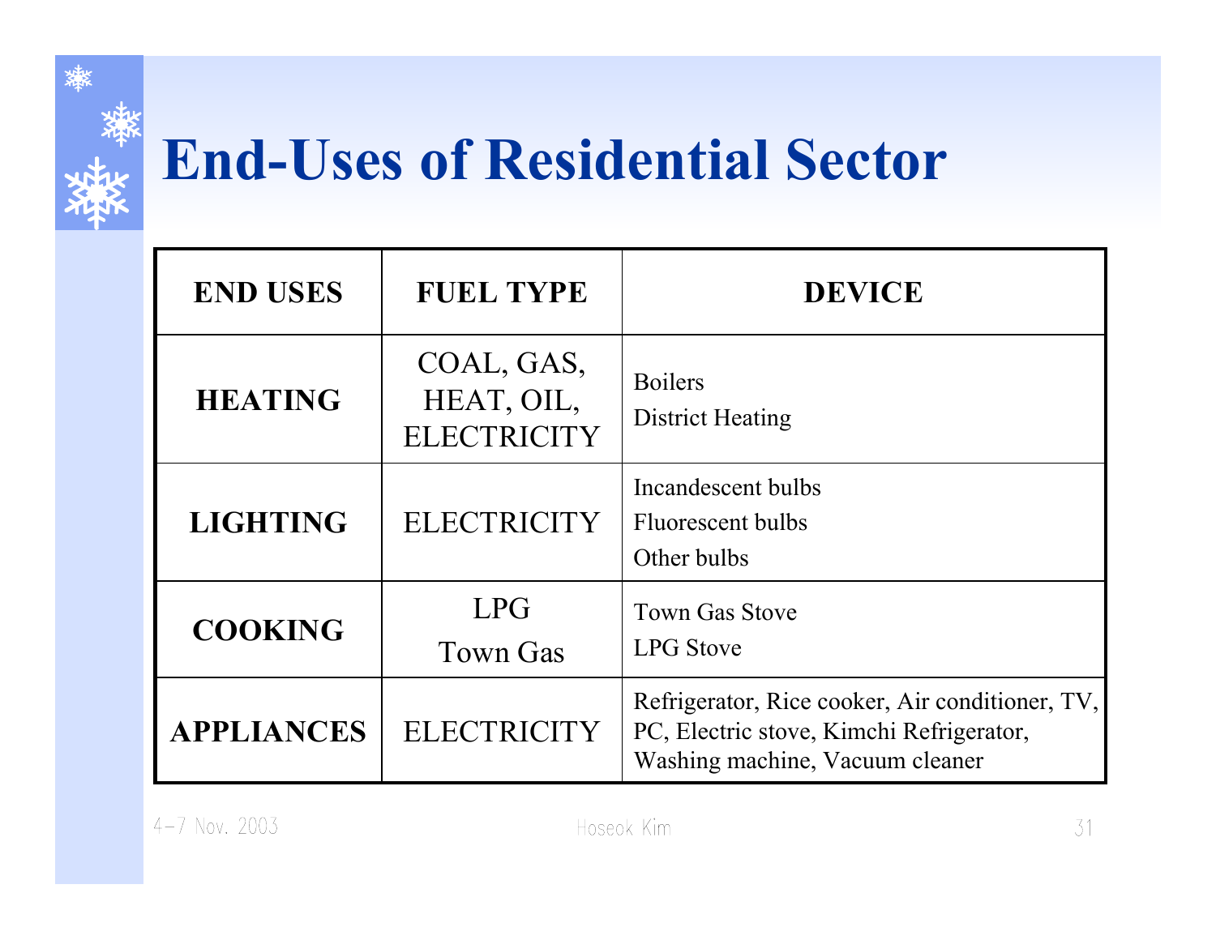# End-Uses of Residential Sector

| END USES | FUEL TYPE | DEVICE |
|---|---|---|
| **HEATING** | COAL, GAS, HEAT, OIL, ELECTRICITY | Boilers<br>District Heating |
| **LIGHTING** | ELECTRICITY | Incandescent bulbs<br>Fluorescent bulbs<br>Other bulbs |
| **COOKING** | LPG<br>Town Gas | Town Gas Stove<br>LPG Stove |
| **APPLIANCES** | ELECTRICITY | Refrigerator, Rice cooker, Air conditioner, TV, PC, Electric stove, Kimchi Refrigerator, Washing machine, Vacuum cleaner |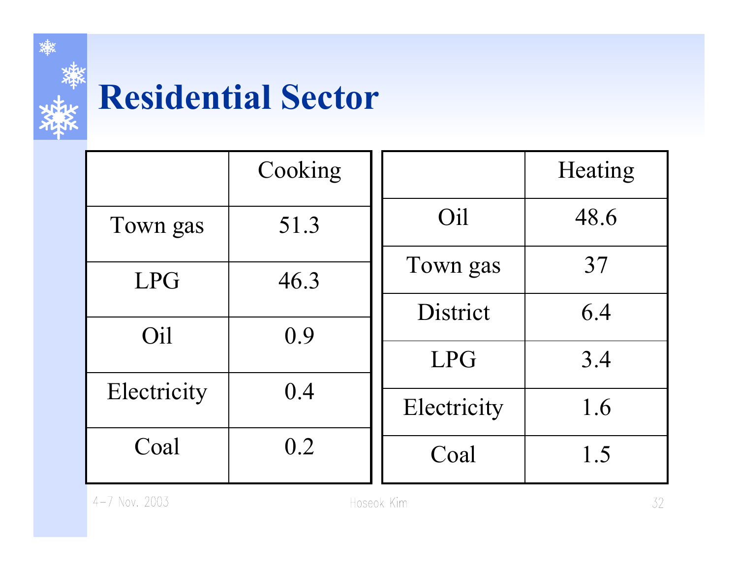# Residential Sector

| | Cooking |
|---|---|
| Town gas | 51.3 |
| LPG | 46.3 |
| Oil | 0.9 |
| Electricity | 0.4 |
| Coal | 0.2 |

| | Heating |
|---|---|
| Oil | 48.6 |
| Town gas | 37 |
| District | 6.4 |
| LPG | 3.4 |
| Electricity | 1.6 |
| Coal | 1.5 |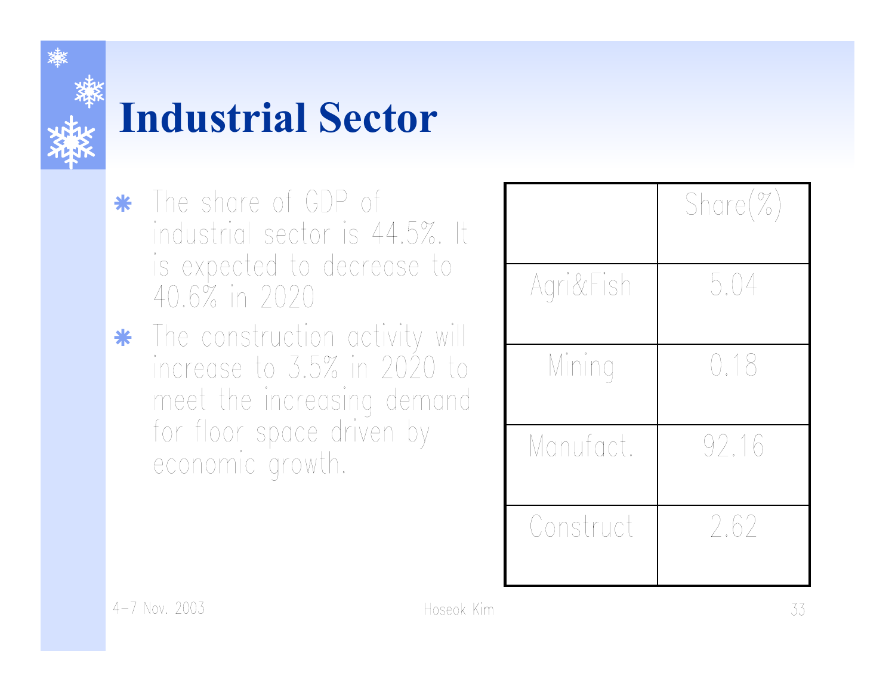# Industrial Sector

- The share of GDP of industrial sector is 44.5%. It is expected to decrease to 40.6% in 2020
- The construction activity will increase to 3.5% in 2020 to meet the increasing demand for floor space driven by economic growth.

| | Share(%) |
|---|---|
| Agri&Fish | 5.04 |
| Mining | 0.18 |
| Manufact. | 92.16 |
| Construct | 2.62 |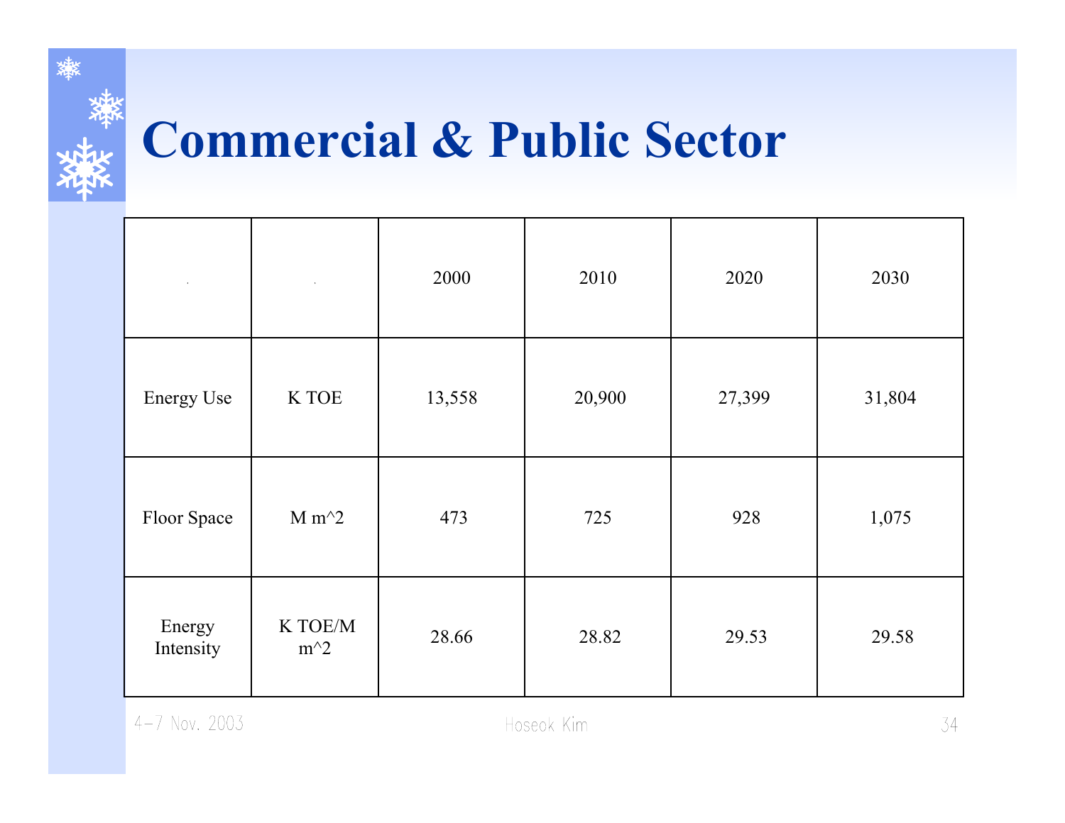# Commercial & Public Sector

| | | 2000 | 2010 | 2020 | 2030 |
|---|---|---|---|---|---|
| Energy Use | K TOE | 13,558 | 20,900 | 27,399 | 31,804 |
| Floor Space | M m^2 | 473 | 725 | 928 | 1,075 |
| Energy Intensity | K TOE/M m^2 | 28.66 | 28.82 | 29.53 | 29.58 |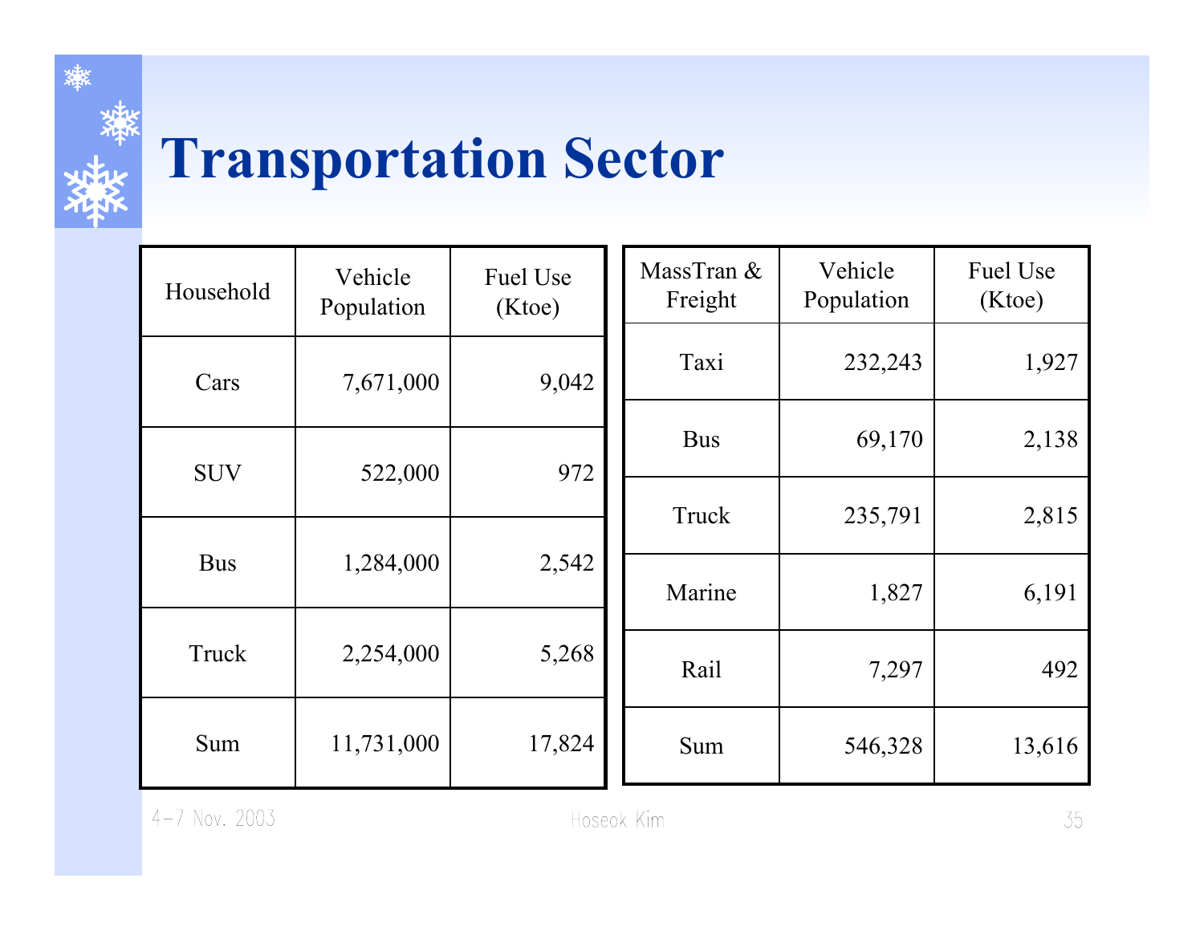# Transportation Sector

| Household | Vehicle Population | Fuel Use (Ktoe) |
|---|---|---|
| Cars | 7,671,000 | 9,042 |
| SUV | 522,000 | 972 |
| Bus | 1,284,000 | 2,542 |
| Truck | 2,254,000 | 5,268 |
| Sum | 11,731,000 | 17,824 |

| MassTran & Freight | Vehicle Population | Fuel Use (Ktoe) |
|---|---|---|
| Taxi | 232,243 | 1,927 |
| Bus | 69,170 | 2,138 |
| Truck | 235,791 | 2,815 |
| Marine | 1,827 | 6,191 |
| Rail | 7,297 | 492 |
| Sum | 546,328 | 13,616 |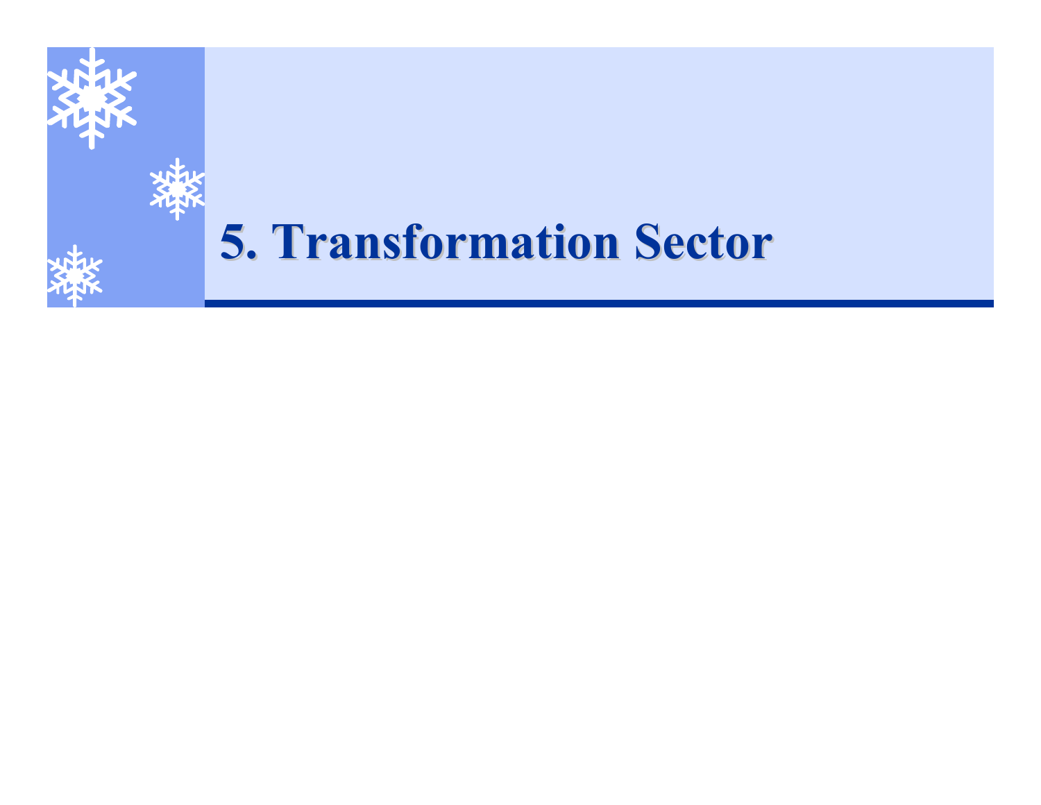# 5. Transformation Sector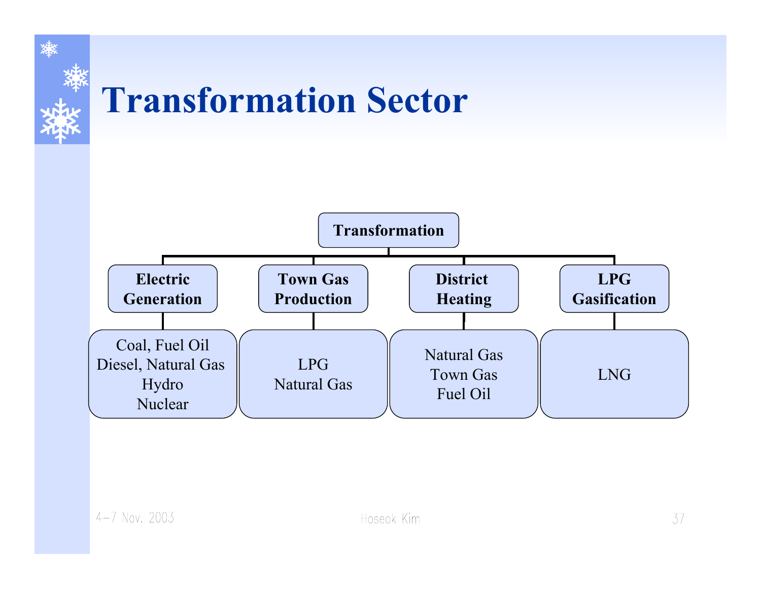# Transformation Sector

- **Transformation**
  - **Electric Generation**
    - Coal, Fuel Oil
    - Diesel, Natural Gas
    - Hydro
    - Nuclear
  - **Town Gas Production**
    - LPG
    - Natural Gas
  - **District Heating**
    - Natural Gas
    - Town Gas
    - Fuel Oil
  - **LPG Gasification**
    - LNG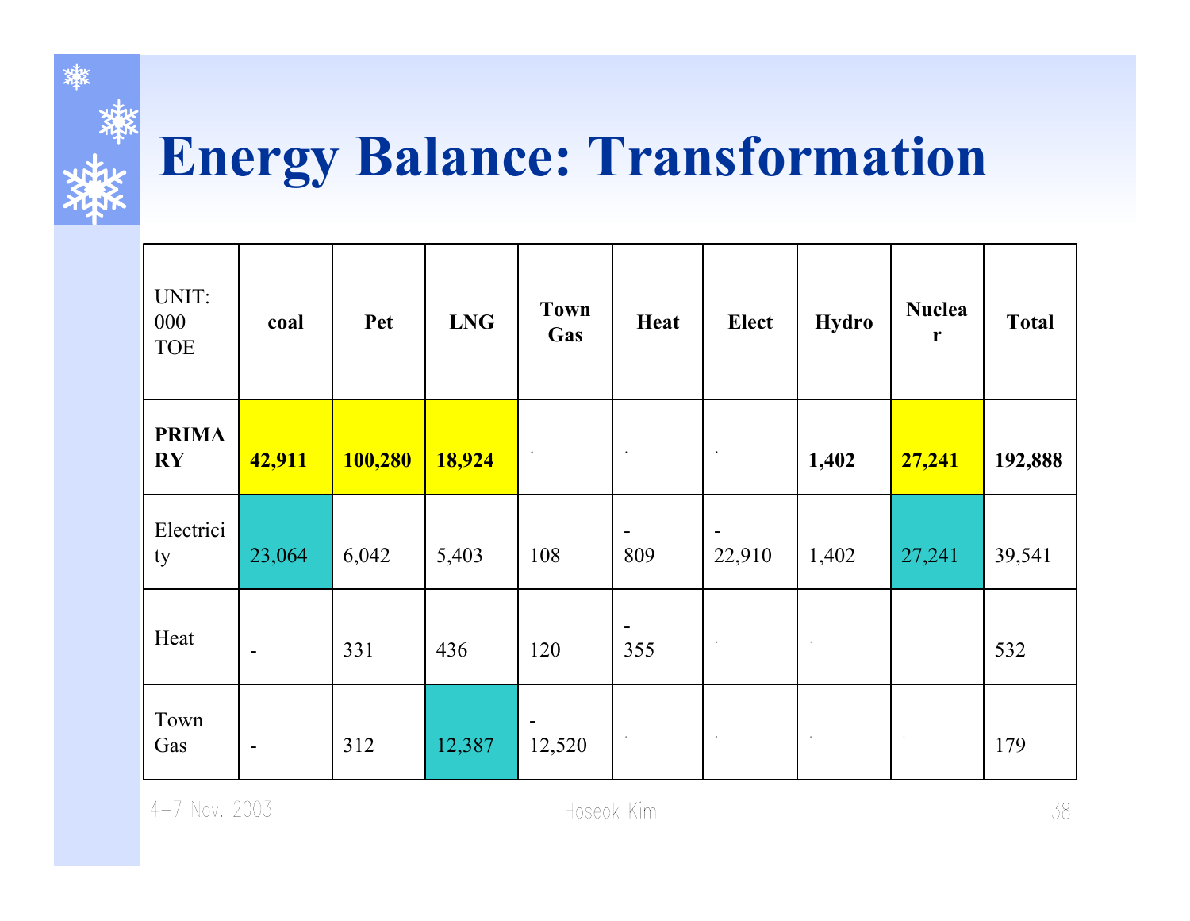# Energy Balance: Transformation

| UNIT: 000 TOE | coal | Pet | LNG | Town Gas | Heat | Elect | Hydro | Nuclear | Total |
|---|---|---|---|---|---|---|---|---|---|
| **PRIMARY** | **42,911** | **100,280** | **18,924** | . | . | . | **1,402** | **27,241** | **192,888** |
| Electricity | 23,064 | 6,042 | 5,403 | 108 | -809 | -22,910 | 1,402 | 27,241 | 39,541 |
| Heat | - | 331 | 436 | 120 | -355 | . | . | . | 532 |
| Town Gas | - | 312 | 12,387 | -12,520 | . | . | . | . | 179 |

4-7 Nov. 2003 Hoseok Kim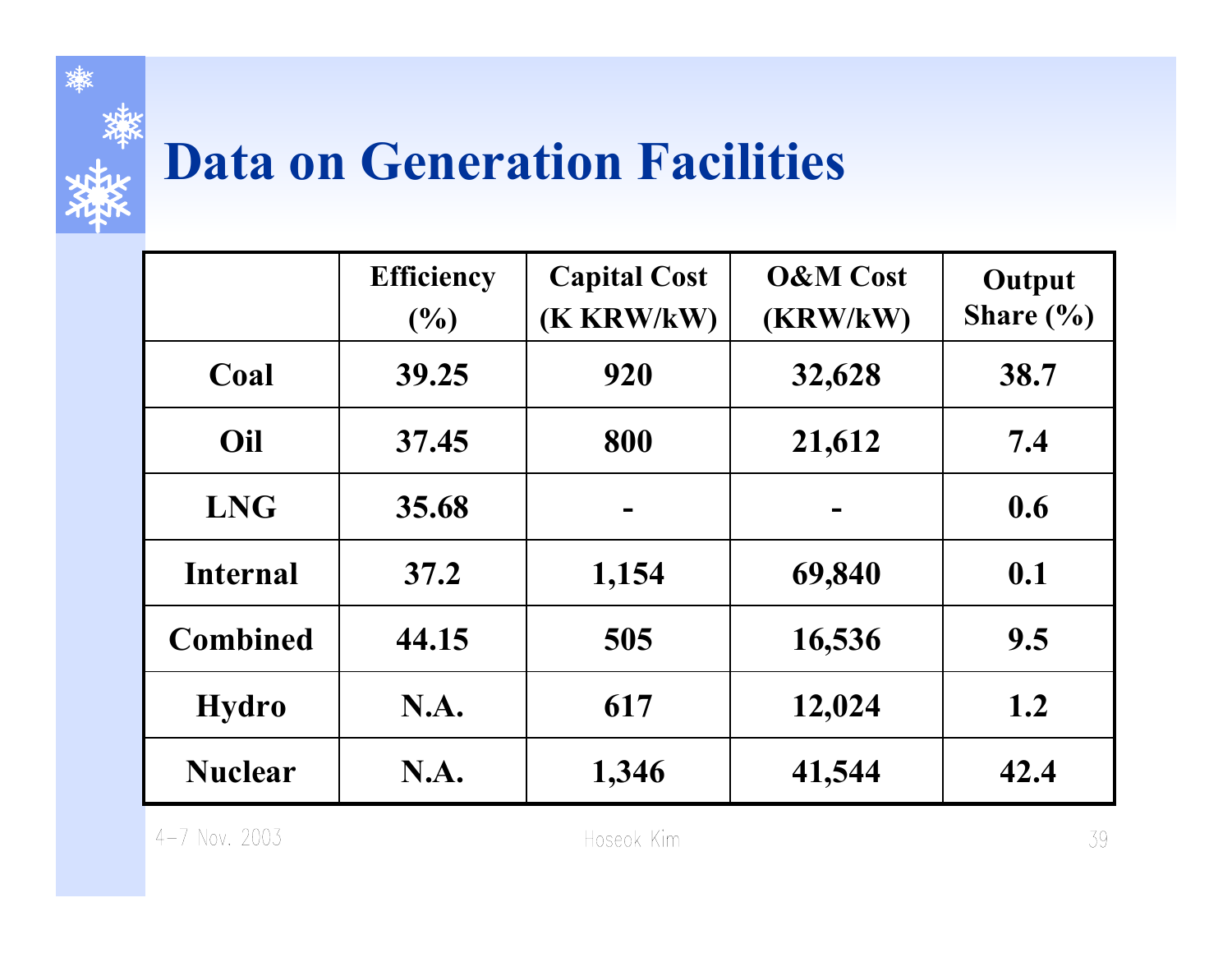# Data on Generation Facilities

| | Efficiency (%) | Capital Cost (K KRW/kW) | O&M Cost (KRW/kW) | Output Share (%) |
|---|---|---|---|---|
| Coal | 39.25 | 920 | 32,628 | 38.7 |
| Oil | 37.45 | 800 | 21,612 | 7.4 |
| LNG | 35.68 | - | - | 0.6 |
| Internal | 37.2 | 1,154 | 69,840 | 0.1 |
| Combined | 44.15 | 505 | 16,536 | 9.5 |
| Hydro | N.A. | 617 | 12,024 | 1.2 |
| Nuclear | N.A. | 1,346 | 41,544 | 42.4 |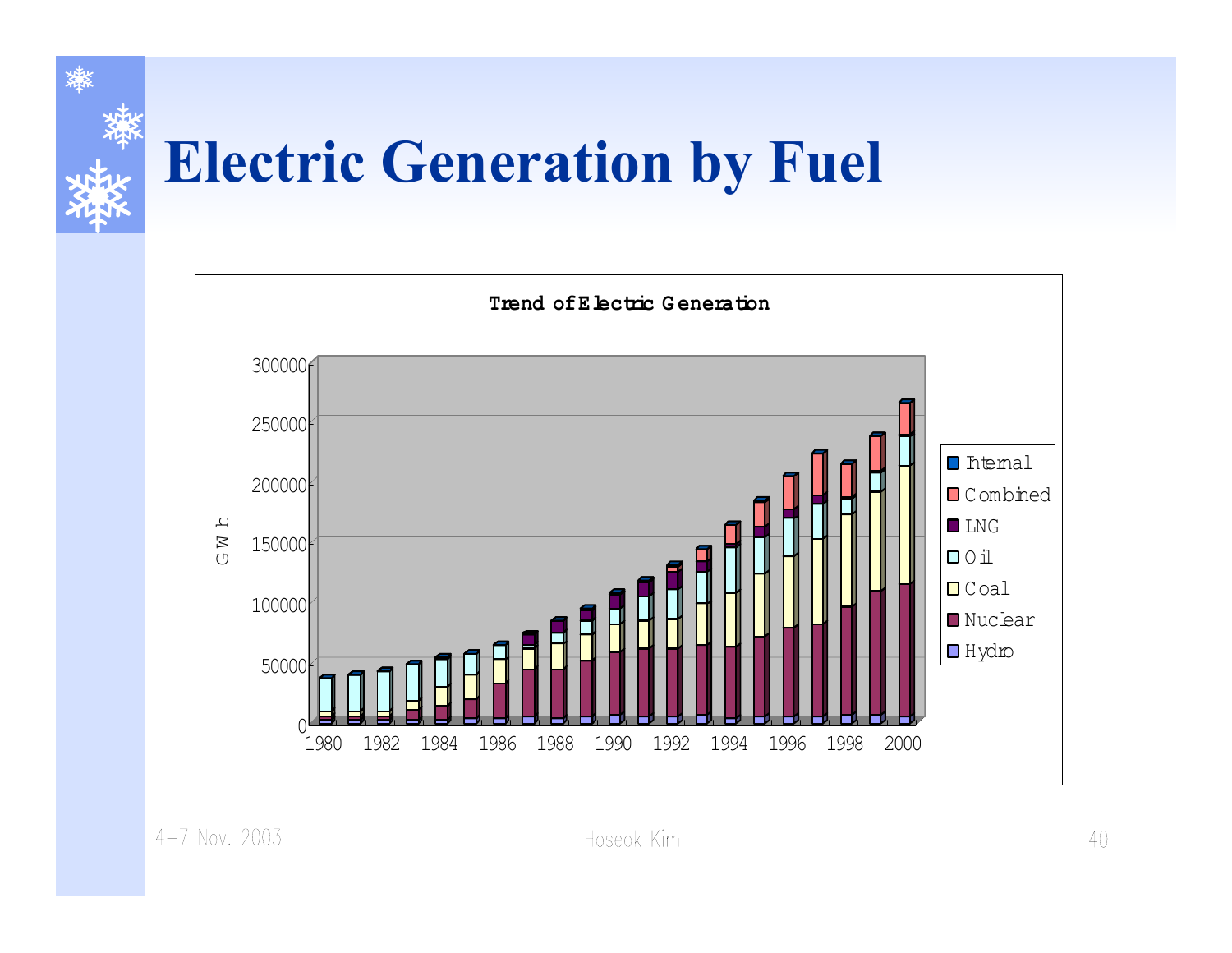# Electric Generation by Fuel

**Trend of Electric Generation**

GWh

300000
250000
200000
150000
100000
50000
0

1980 1982 1984 1986 1988 1990 1992 1994 1996 1998 2000

- Internal
- Combined
- LNG
- Oil
- Coal
- Nuclear
- Hydro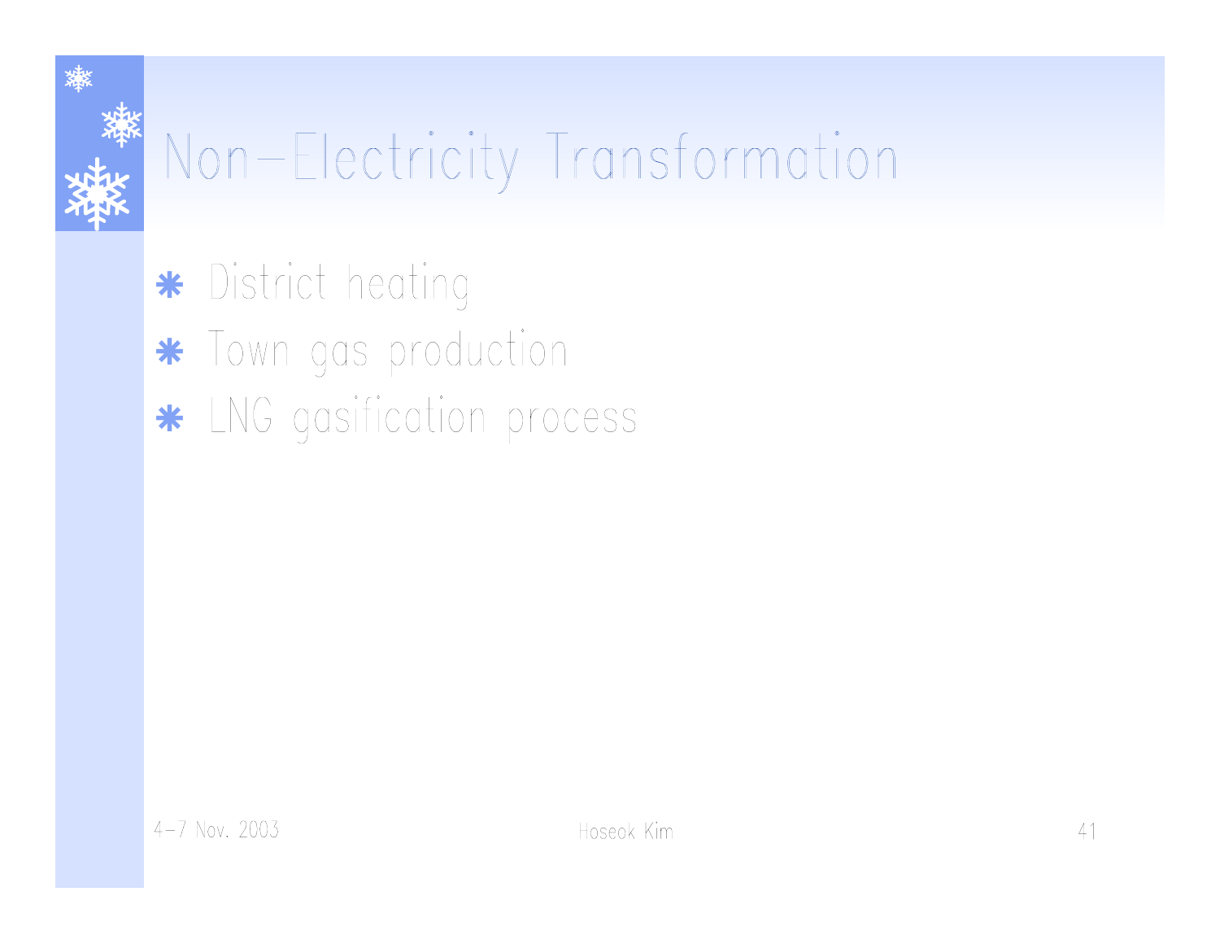# Non-Electricity Transformation

- District heating
- Town gas production
- LNG gasification process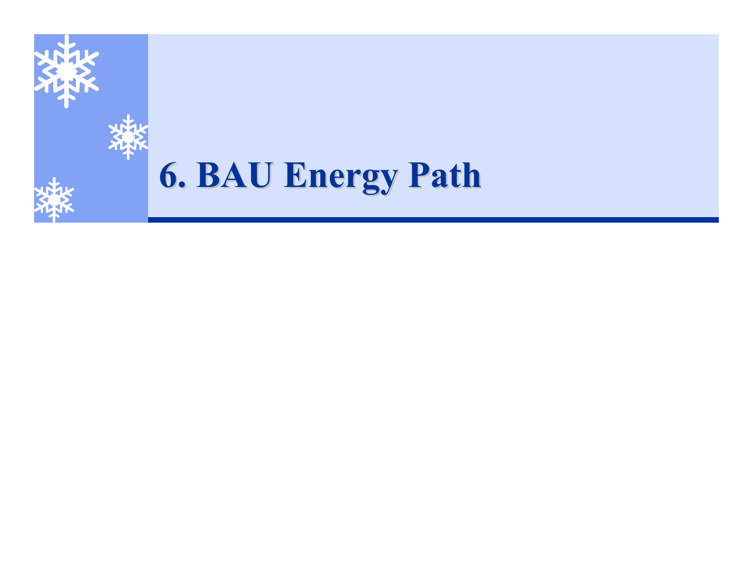# 6. BAU Energy Path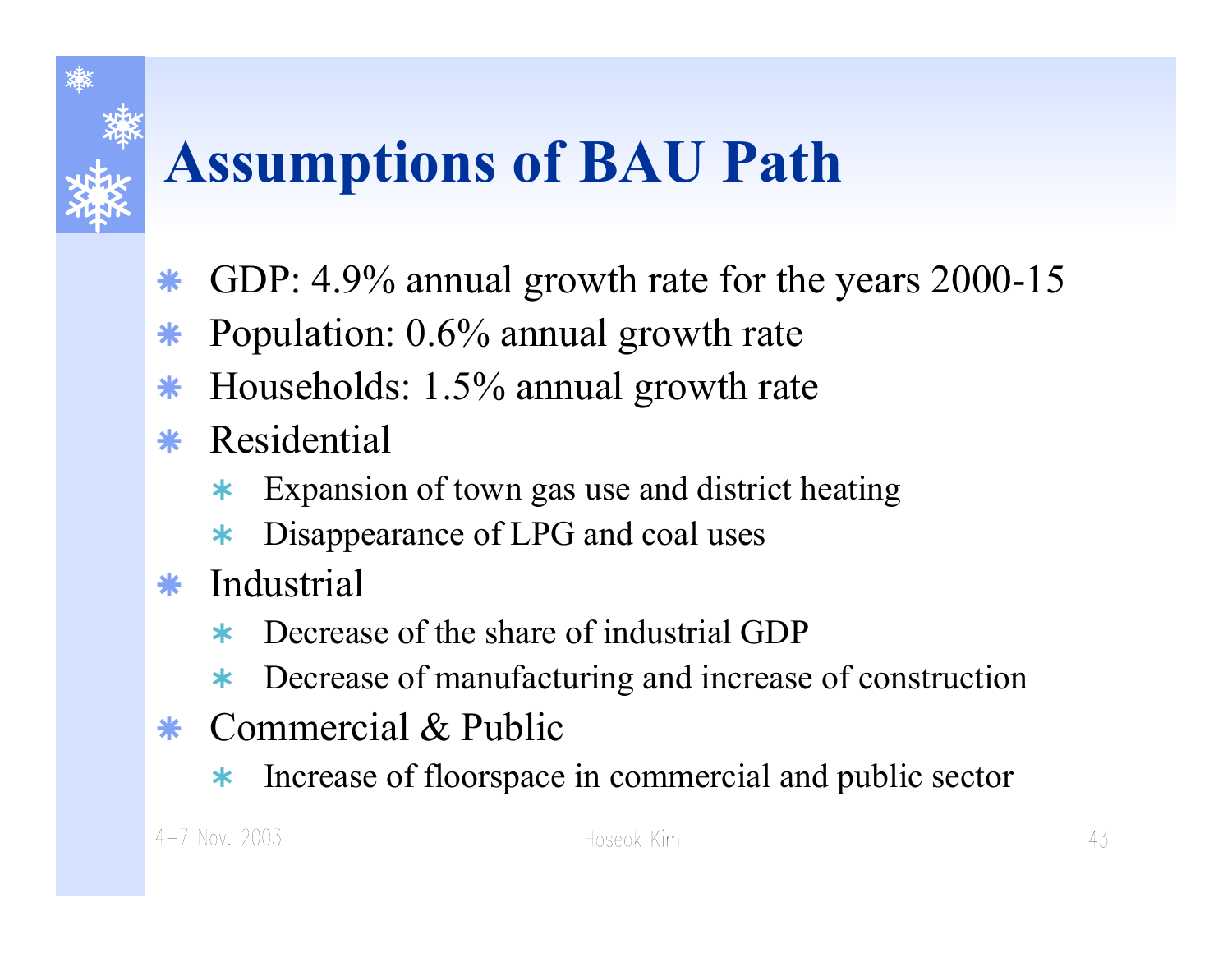# Assumptions of BAU Path

- GDP: 4.9% annual growth rate for the years 2000-15
- Population: 0.6% annual growth rate
- Households: 1.5% annual growth rate
- Residential
  - Expansion of town gas use and district heating
  - Disappearance of LPG and coal uses
- Industrial
  - Decrease of the share of industrial GDP
  - Decrease of manufacturing and increase of construction
- Commercial & Public
  - Increase of floorspace in commercial and public sector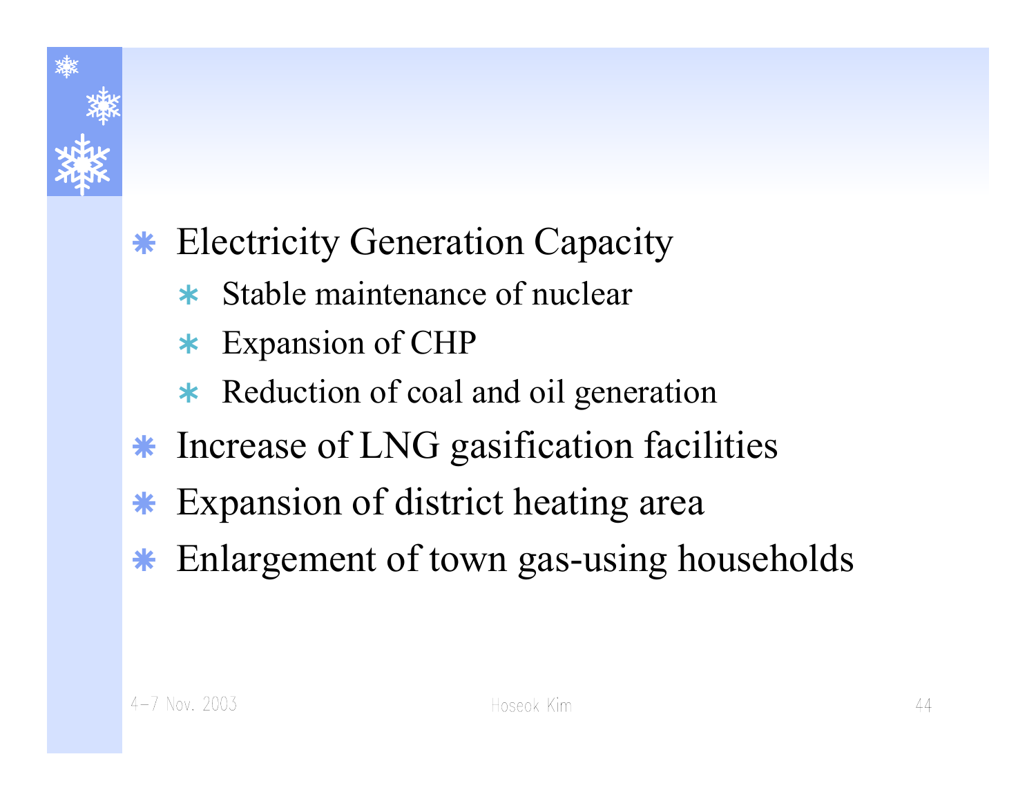- Electricity Generation Capacity
  - Stable maintenance of nuclear
  - Expansion of CHP
  - Reduction of coal and oil generation
- Increase of LNG gasification facilities
- Expansion of district heating area
- Enlargement of town gas-using households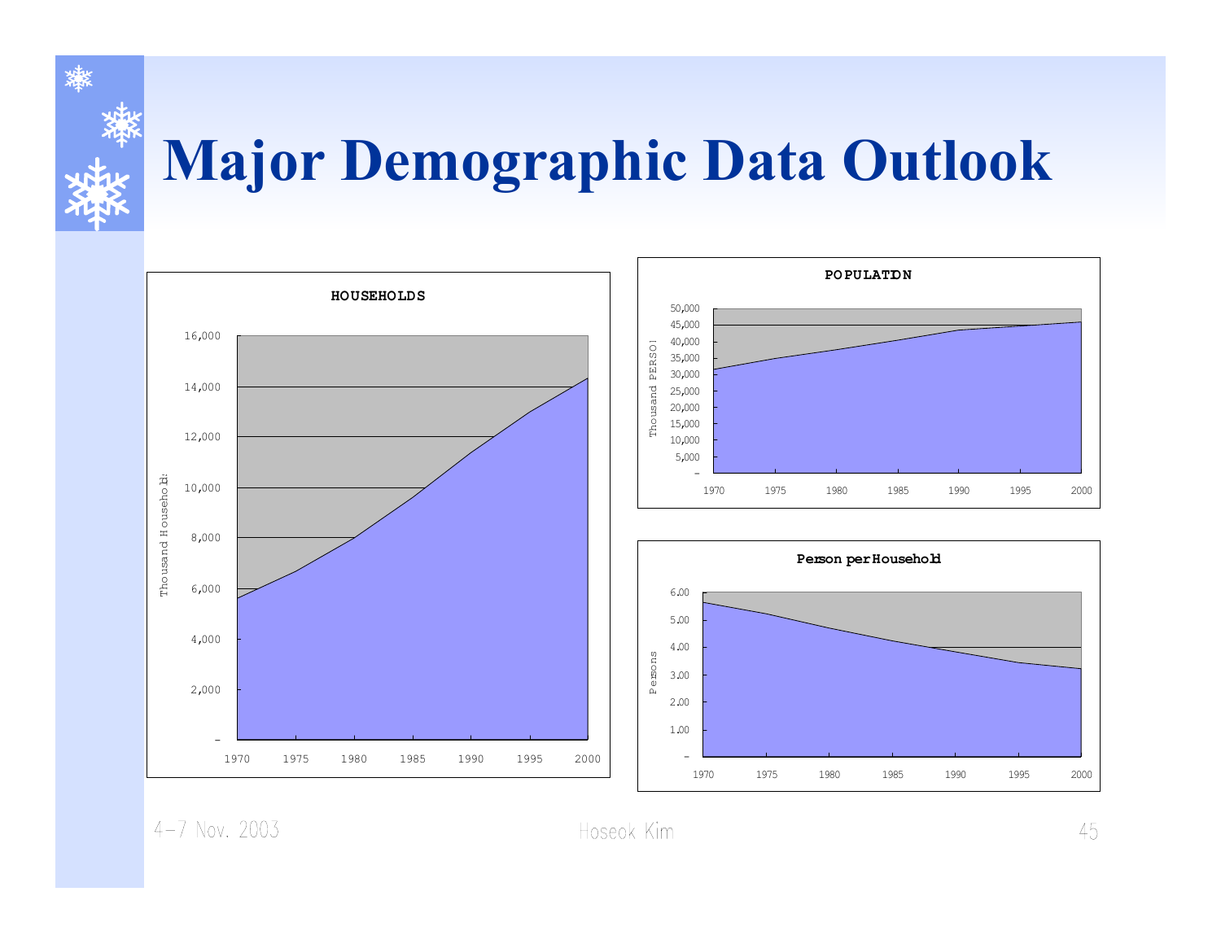# Major Demographic Data Outlook

**HOUSEHOLDS**

Thousand Households

16,000
14,000
12,000
10,000
8,000
6,000
4,000
2,000
-

1970 1975 1980 1985 1990 1995 2000

**POPULATION**

Thousand PERSON

50,000
45,000
40,000
35,000
30,000
25,000
20,000
15,000
10,000
5,000
-

1970 1975 1980 1985 1990 1995 2000

**Person per Household**

Persons

6.00
5.00
4.00
3.00
2.00
1.00
-

1970 1975 1980 1985 1990 1995 2000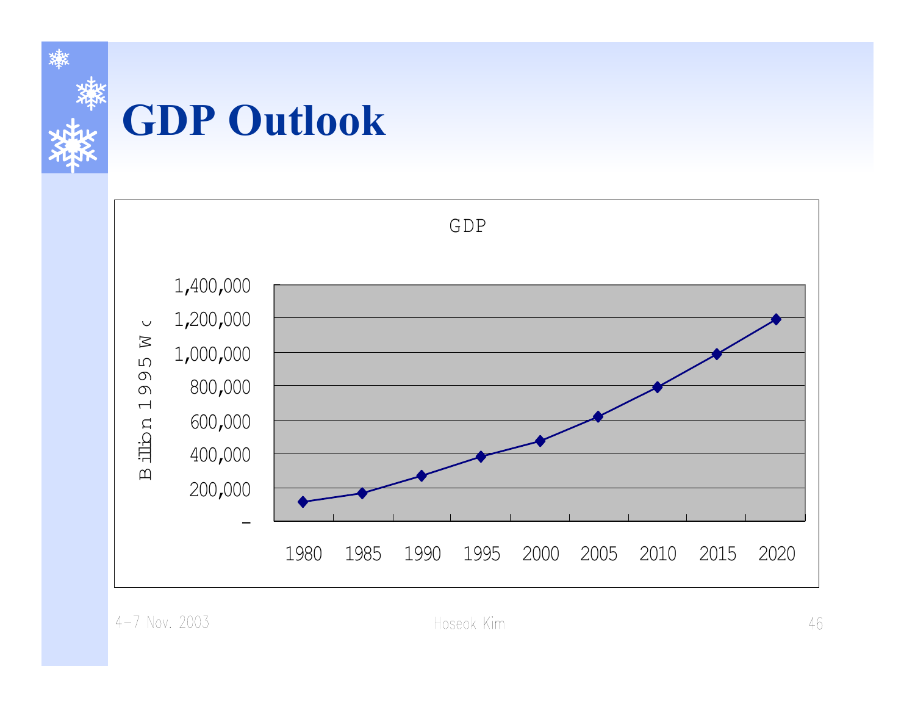# GDP Outlook

GDP

Billion 1995 Won

1,400,000
1,200,000
1,000,000
800,000
600,000
400,000
200,000
-

1980 1985 1990 1995 2000 2005 2010 2015 2020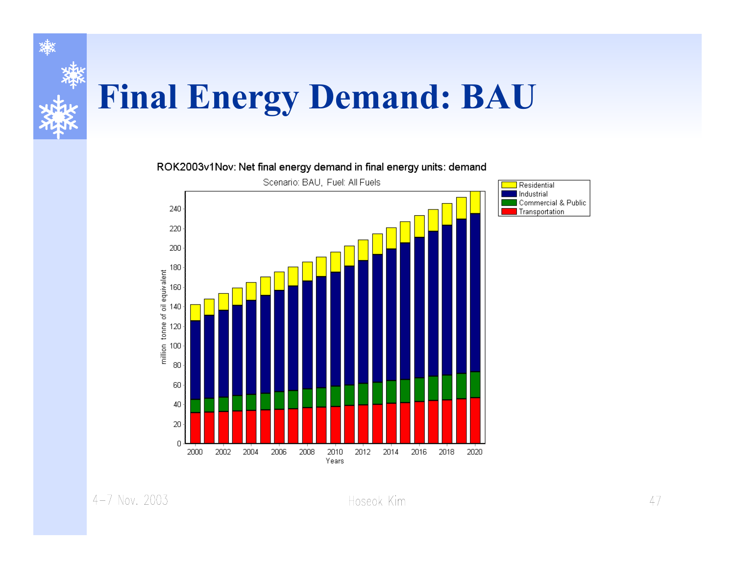# Final Energy Demand: BAU

ROK2003v1Nov: Net final energy demand in final energy units: demand

Scenario: BAU, Fuel: All Fuels

Legend: Residential, Industrial, Commercial & Public, Transportation

Y-axis: million tonne of oil equivalent (0–240)

X-axis: Years (2000–2020)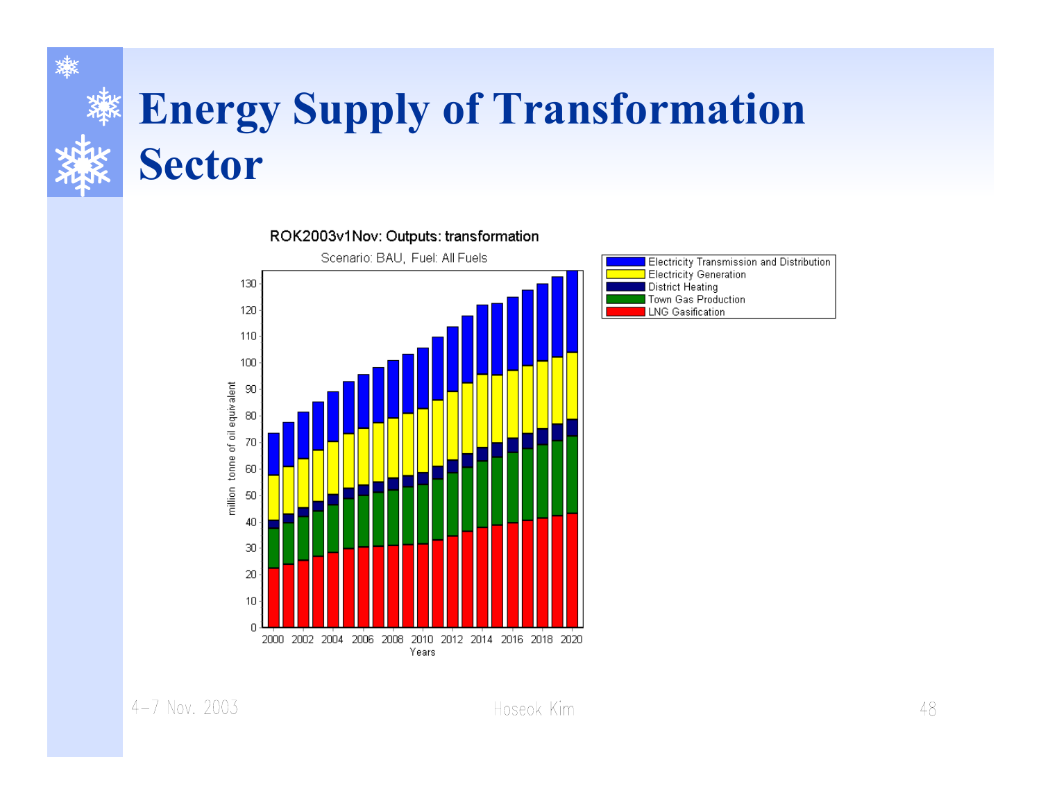# Energy Supply of Transformation Sector

ROK2003v1Nov: Outputs: transformation

Scenario: BAU, Fuel: All Fuels

- Electricity Transmission and Distribution
- Electricity Generation
- District Heating
- Town Gas Production
- LNG Gasification

million tonne of oil equivalent

Years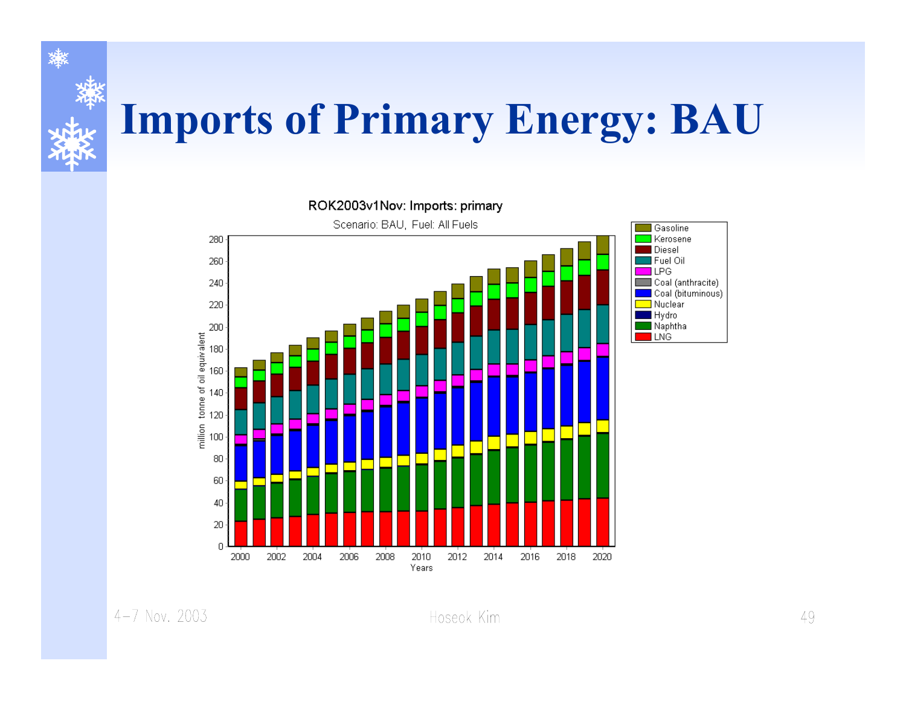# Imports of Primary Energy: BAU

ROK2003v1Nov: Imports: primary

Scenario: BAU, Fuel: All Fuels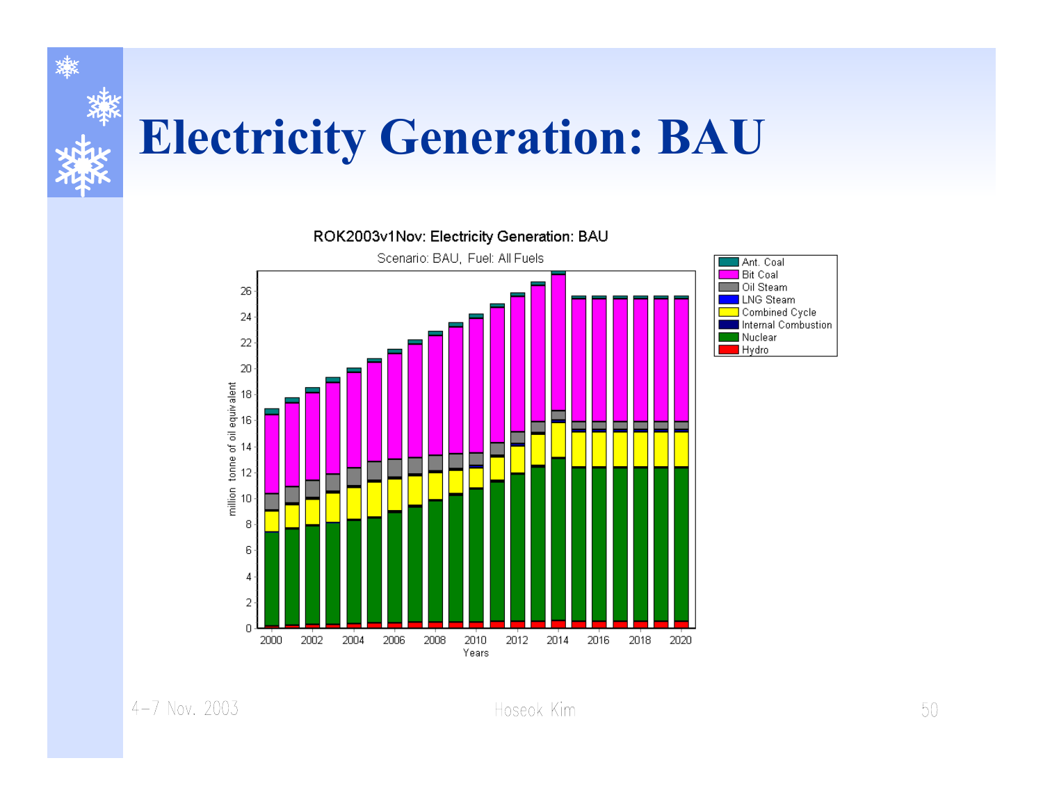# Electricity Generation: BAU

ROK2003v1Nov: Electricity Generation: BAU

Scenario: BAU, Fuel: All Fuels

Legend: Ant. Coal, Bit Coal, Oil Steam, LNG Steam, Combined Cycle, Internal Combustion, Nuclear, Hydro

Y-axis: million tonne of oil equivalent (0–26)

X-axis: Years (2000–2020)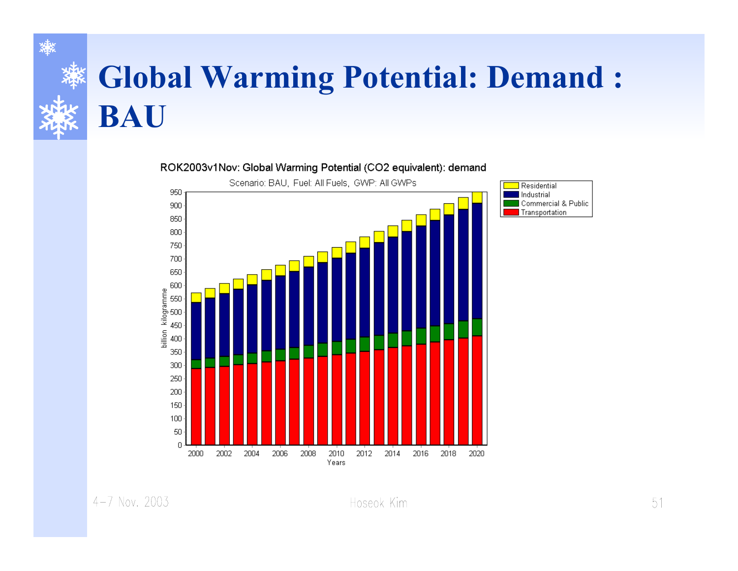# Global Warming Potential: Demand : BAU

ROK2003v1Nov: Global Warming Potential (CO2 equivalent): demand

Scenario: BAU, Fuel: All Fuels, GWP: All GWPs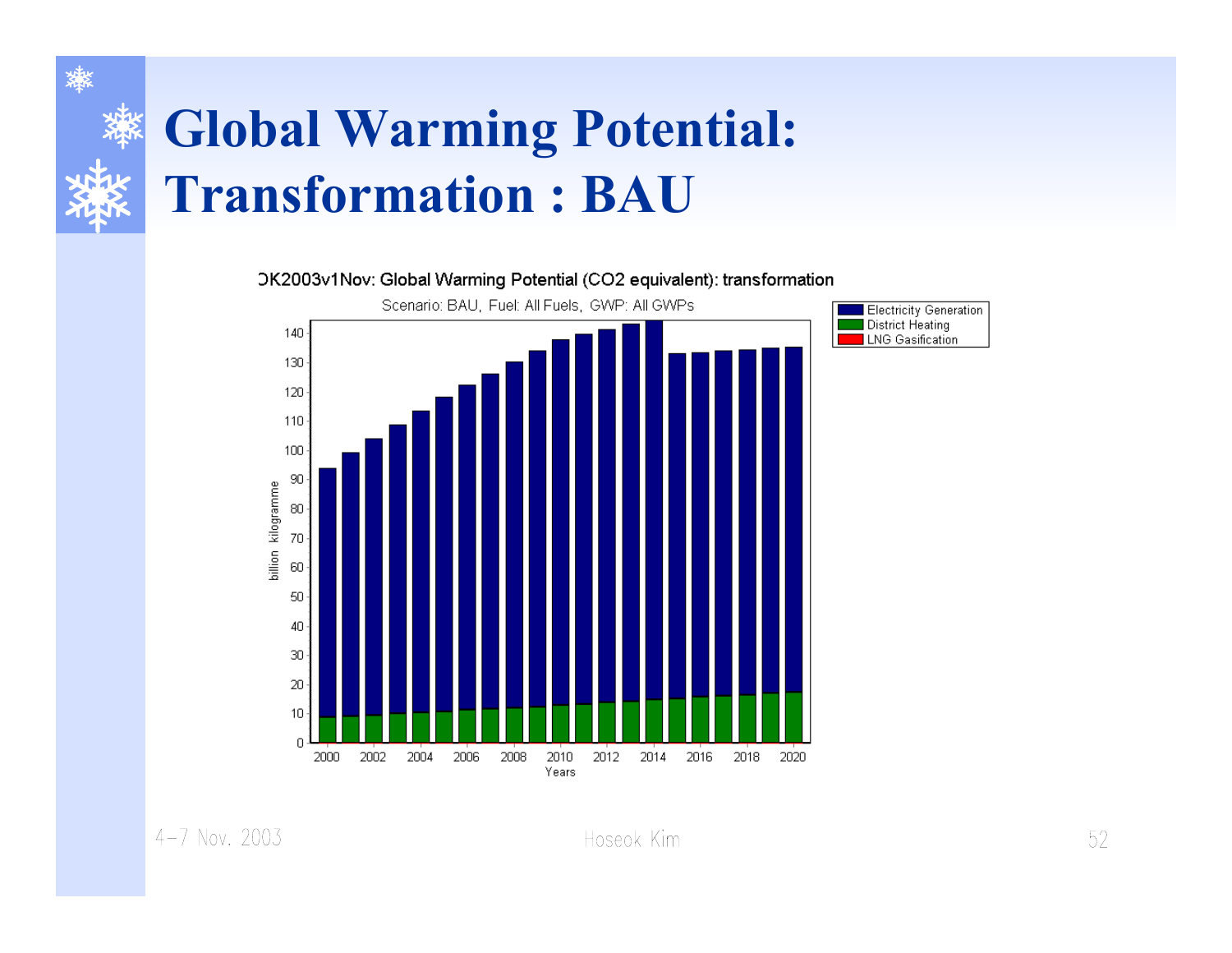# Global Warming Potential: Transformation : BAU

OK2003v1Nov: Global Warming Potential (CO2 equivalent): transformation

Scenario: BAU, Fuel: All Fuels, GWP: All GWPs

- Electricity Generation
- District Heating
- LNG Gasification

billion kilogramme

Years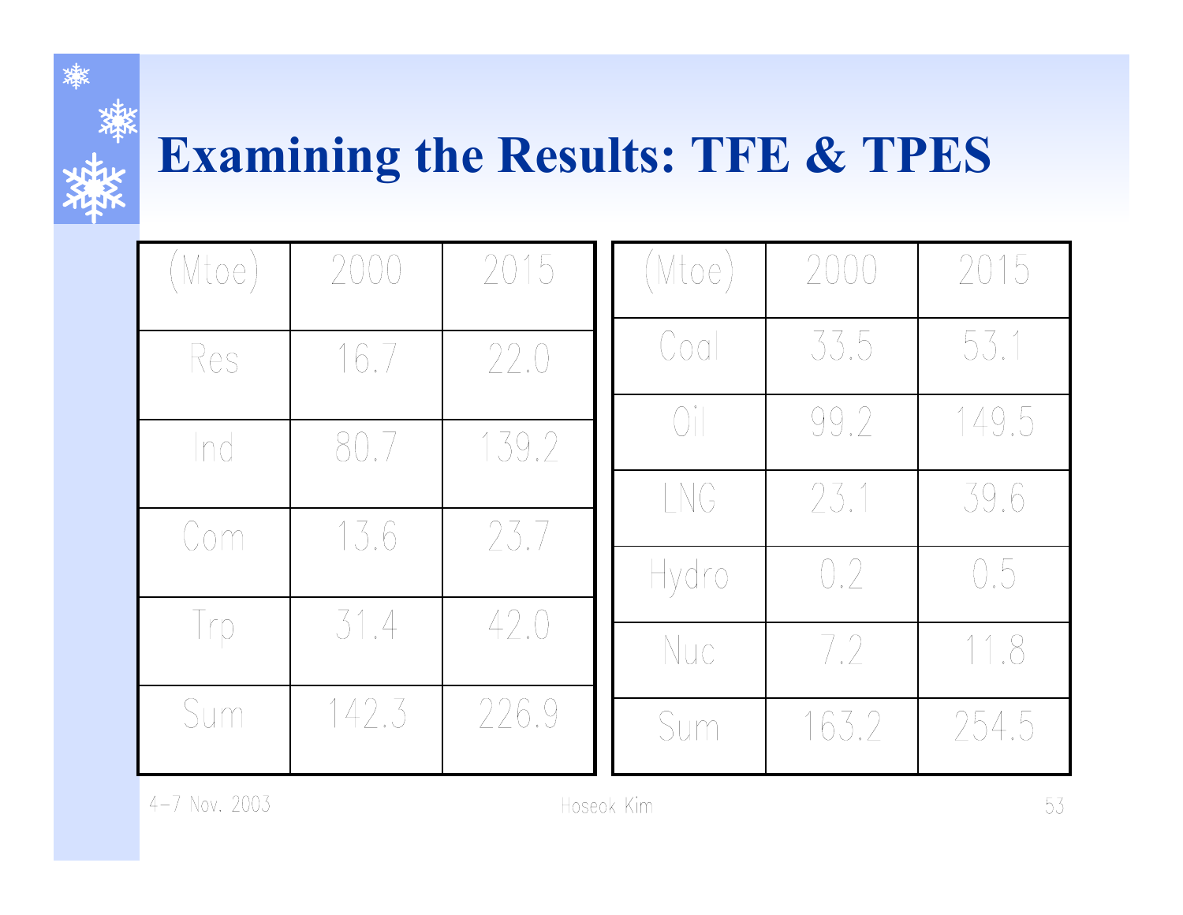# Examining the Results: TFE & TPES

| (Mtoe) | 2000 | 2015 |
|---|---|---|
| Res | 16.7 | 22.0 |
| Ind | 80.7 | 139.2 |
| Com | 13.6 | 23.7 |
| Trp | 31.4 | 42.0 |
| Sum | 142.3 | 226.9 |

| (Mtoe) | 2000 | 2015 |
|---|---|---|
| Coal | 33.5 | 53.1 |
| Oil | 99.2 | 149.5 |
| LNG | 23.1 | 39.6 |
| Hydro | 0.2 | 0.5 |
| Nuc | 7.2 | 11.8 |
| Sum | 163.2 | 254.5 |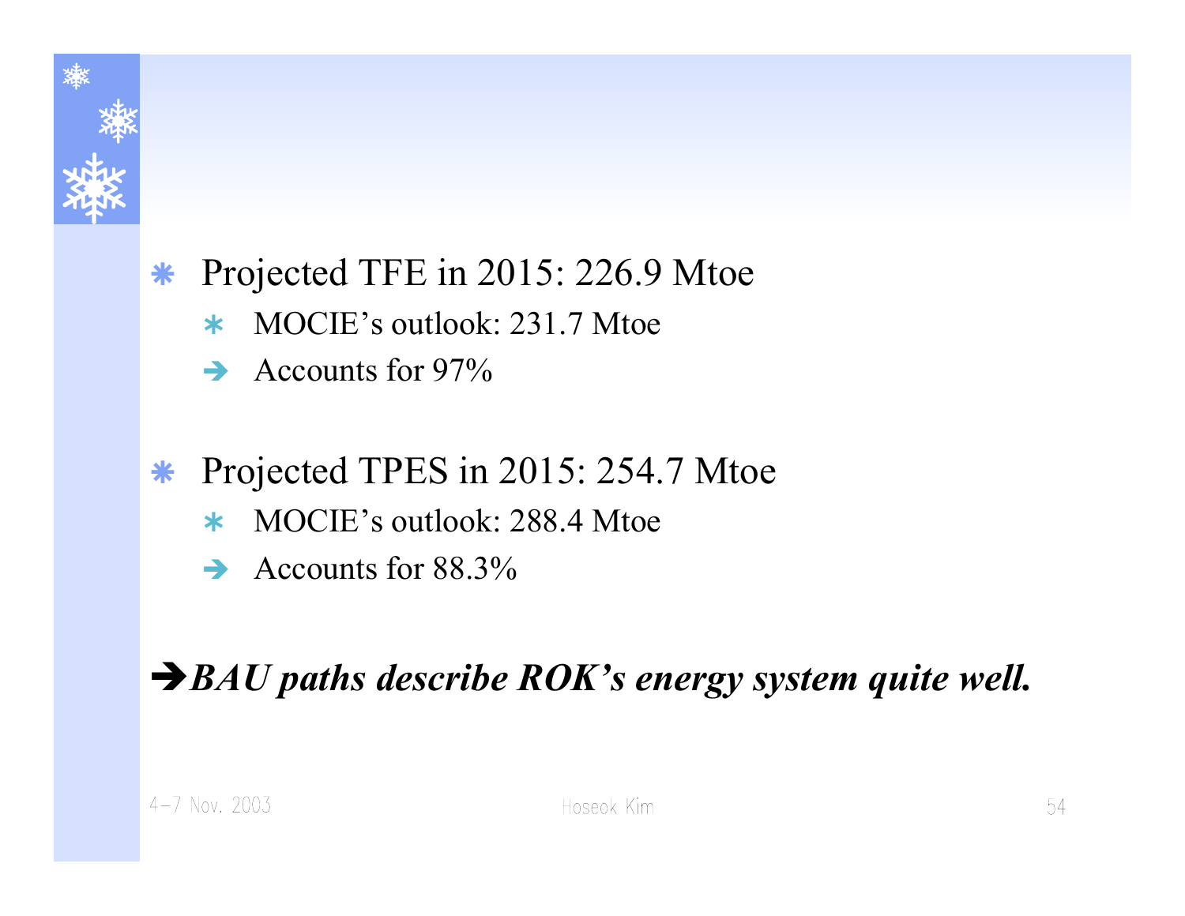- Projected TFE in 2015: 226.9 Mtoe
  - MOCIE's outlook: 231.7 Mtoe
  - ➔ Accounts for 97%

- Projected TPES in 2015: 254.7 Mtoe
  - MOCIE's outlook: 288.4 Mtoe
  - ➔ Accounts for 88.3%

➔***BAU paths describe ROK's energy system quite well.***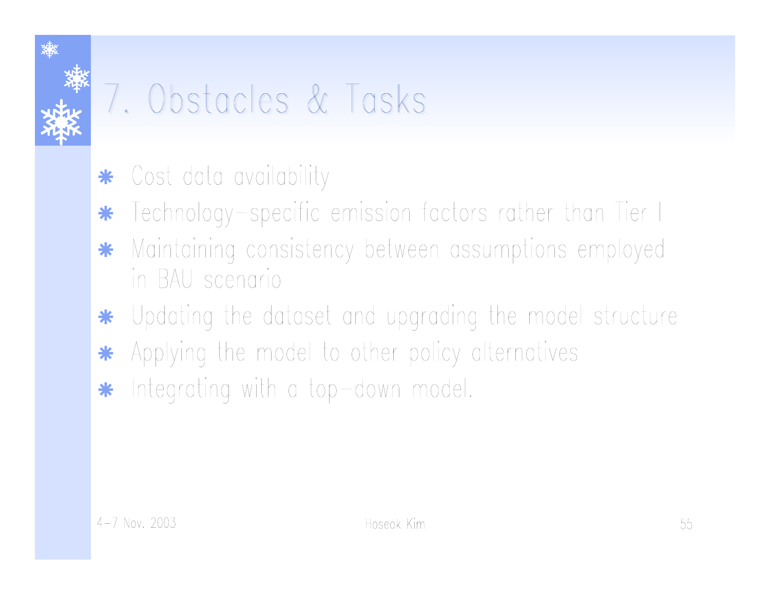# 7. Obstacles & Tasks

- Cost data availability
- Technology-specific emission factors rather than Tier I
- Maintaining consistency between assumptions employed in BAU scenario
- Updating the dataset and upgrading the model structure
- Applying the model to other policy alternatives
- Integrating with a top-down model.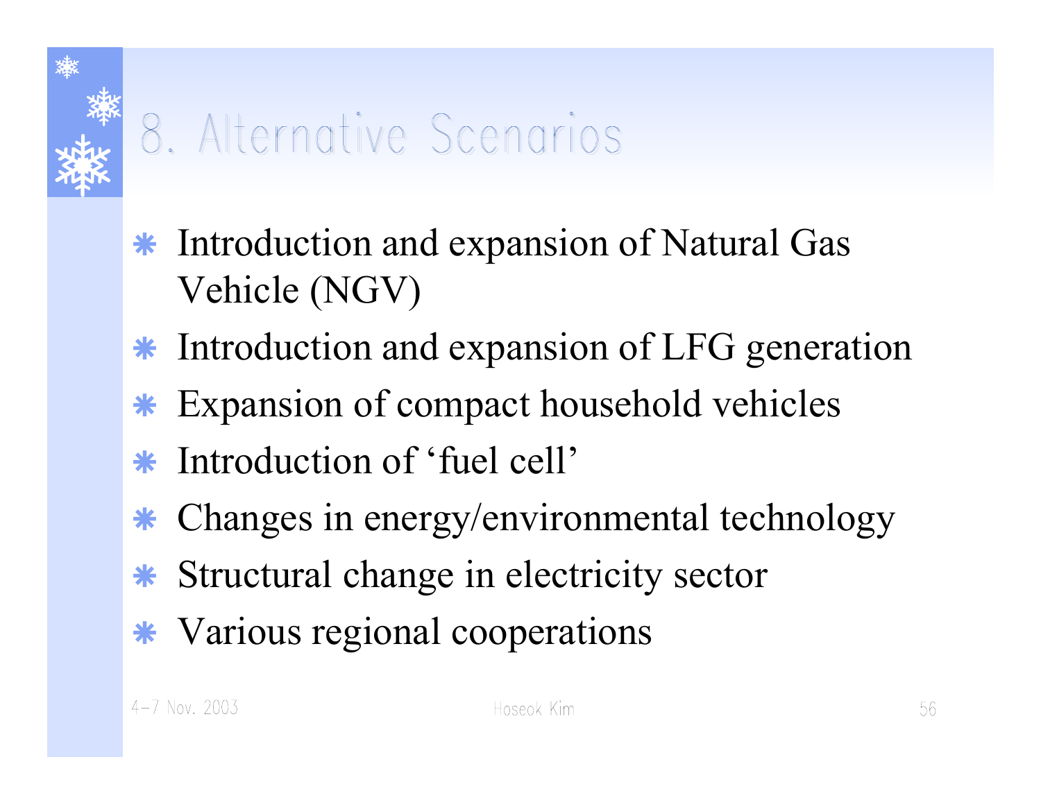# 8. Alternative Scenarios

- Introduction and expansion of Natural Gas Vehicle (NGV)
- Introduction and expansion of LFG generation
- Expansion of compact household vehicles
- Introduction of 'fuel cell'
- Changes in energy/environmental technology
- Structural change in electricity sector
- Various regional cooperations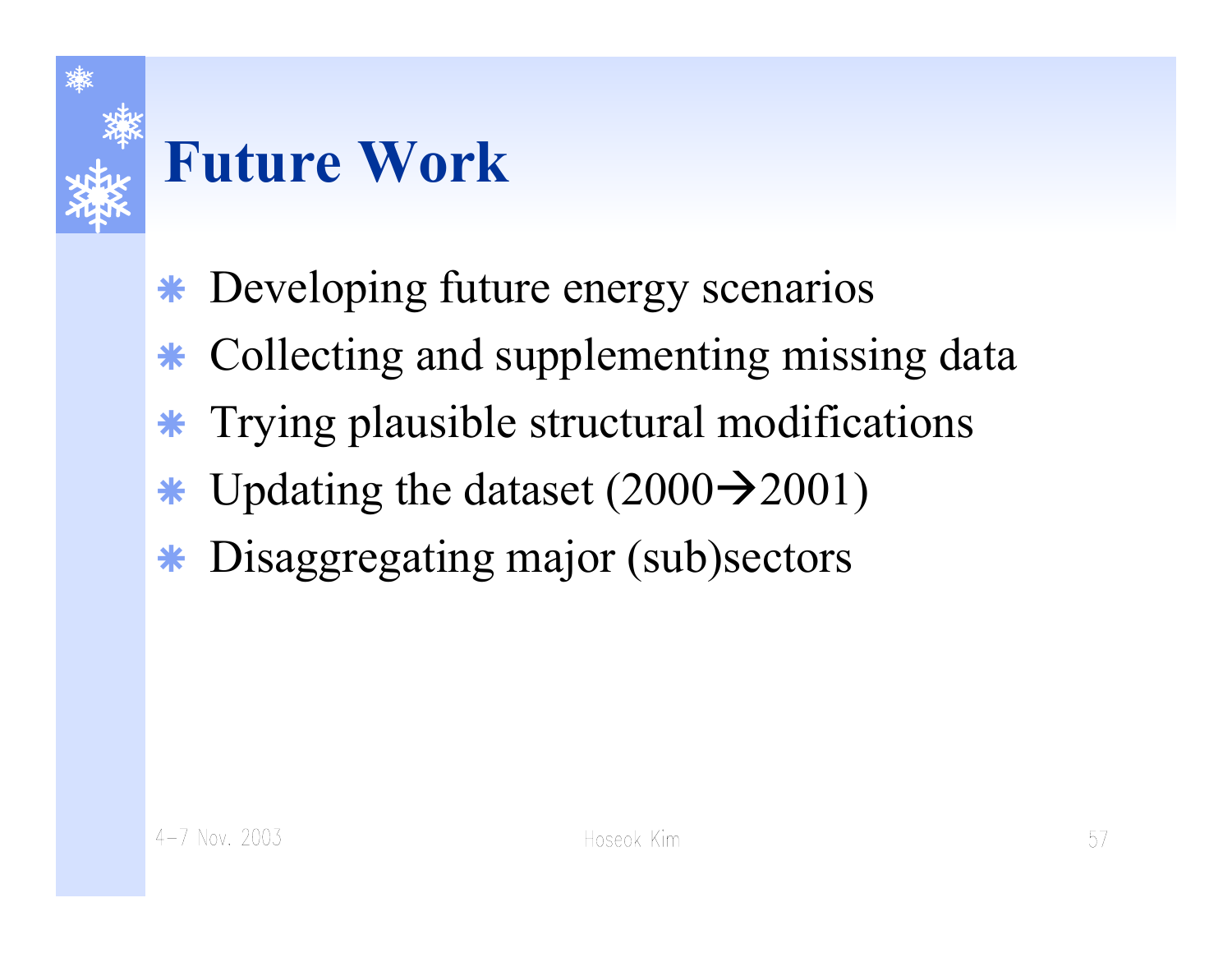# Future Work

- Developing future energy scenarios
- Collecting and supplementing missing data
- Trying plausible structural modifications
- Updating the dataset (2000→2001)
- Disaggregating major (sub)sectors